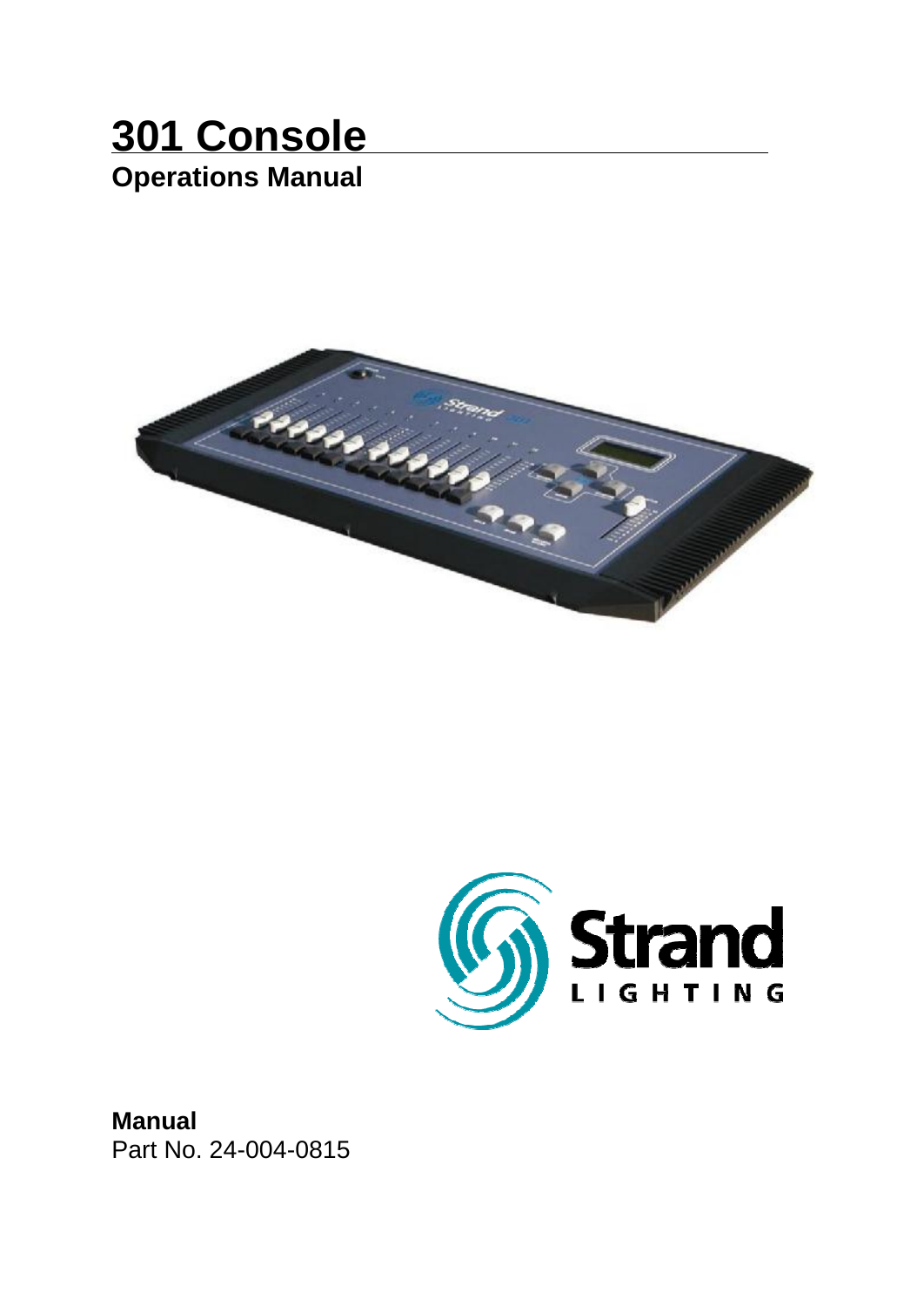# 301 Console

## Operations Manual

**Manual**
Part No. 24-004-0815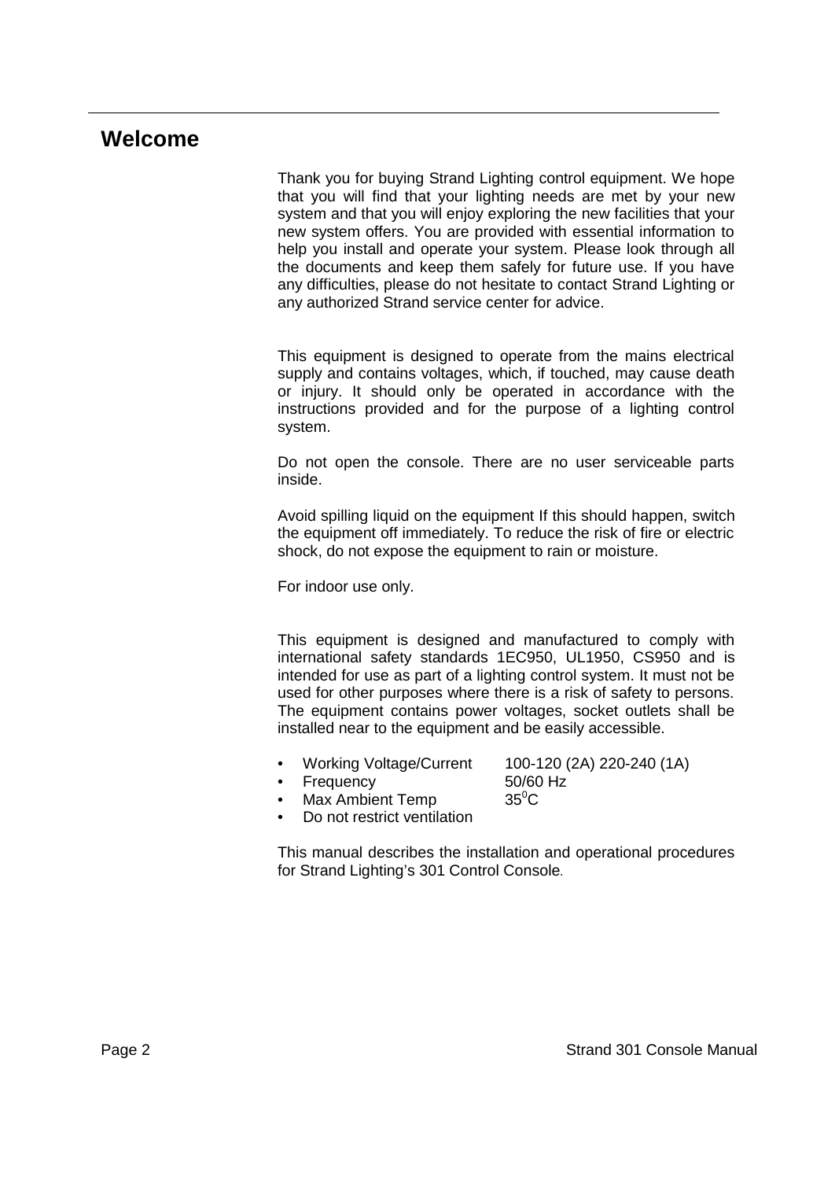# Welcome

Thank you for buying Strand Lighting control equipment. We hope that you will find that your lighting needs are met by your new system and that you will enjoy exploring the new facilities that your new system offers. You are provided with essential information to help you install and operate your system. Please look through all the documents and keep them safely for future use. If you have any difficulties, please do not hesitate to contact Strand Lighting or any authorized Strand service center for advice.

This equipment is designed to operate from the mains electrical supply and contains voltages, which, if touched, may cause death or injury. It should only be operated in accordance with the instructions provided and for the purpose of a lighting control system.

Do not open the console. There are no user serviceable parts inside.

Avoid spilling liquid on the equipment If this should happen, switch the equipment off immediately. To reduce the risk of fire or electric shock, do not expose the equipment to rain or moisture.

For indoor use only.

This equipment is designed and manufactured to comply with international safety standards 1EC950, UL1950, CS950 and is intended for use as part of a lighting control system. It must not be used for other purposes where there is a risk of safety to persons. The equipment contains power voltages, socket outlets shall be installed near to the equipment and be easily accessible.

- Working Voltage/Current 100-120 (2A) 220-240 (1A)
- Frequency 50/60 Hz
- Max Ambient Temp $35^0$C
- Do not restrict ventilation

This manual describes the installation and operational procedures for Strand Lighting's 301 Control Console.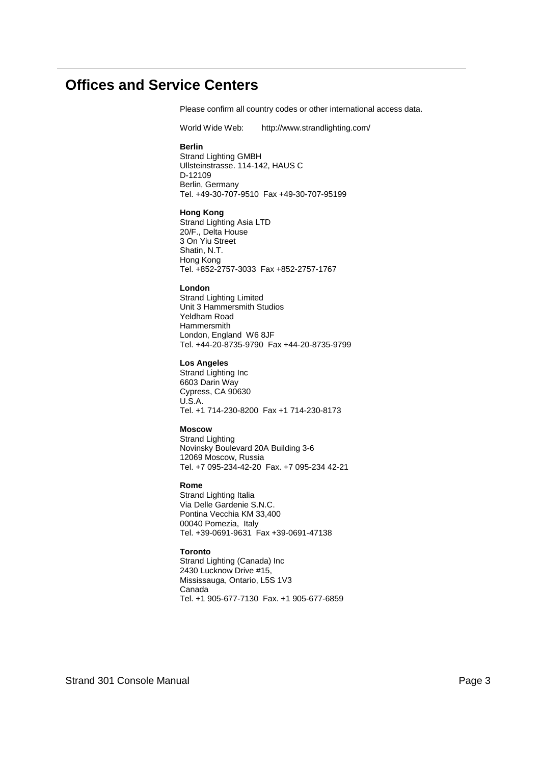## Offices and Service Centers

Please confirm all country codes or other international access data.

World Wide Web: http://www.strandlighting.com/

**Berlin**
Strand Lighting GMBH
Ullsteinstrasse. 114-142, HAUS C
D-12109
Berlin, Germany
Tel. +49-30-707-9510 Fax +49-30-707-95199

**Hong Kong**
Strand Lighting Asia LTD
20/F., Delta House
3 On Yiu Street
Shatin, N.T.
Hong Kong
Tel. +852-2757-3033 Fax +852-2757-1767

**London**
Strand Lighting Limited
Unit 3 Hammersmith Studios
Yeldham Road
Hammersmith
London, England W6 8JF
Tel. +44-20-8735-9790 Fax +44-20-8735-9799

**Los Angeles**
Strand Lighting Inc
6603 Darin Way
Cypress, CA 90630
U.S.A.
Tel. +1 714-230-8200 Fax +1 714-230-8173

**Moscow**
Strand Lighting
Novinsky Boulevard 20A Building 3-6
12069 Moscow, Russia
Tel. +7 095-234-42-20 Fax. +7 095-234 42-21

**Rome**
Strand Lighting Italia
Via Delle Gardenie S.N.C.
Pontina Vecchia KM 33,400
00040 Pomezia, Italy
Tel. +39-0691-9631 Fax +39-0691-47138

**Toronto**
Strand Lighting (Canada) Inc
2430 Lucknow Drive #15,
Mississauga, Ontario, L5S 1V3
Canada
Tel. +1 905-677-7130 Fax. +1 905-677-6859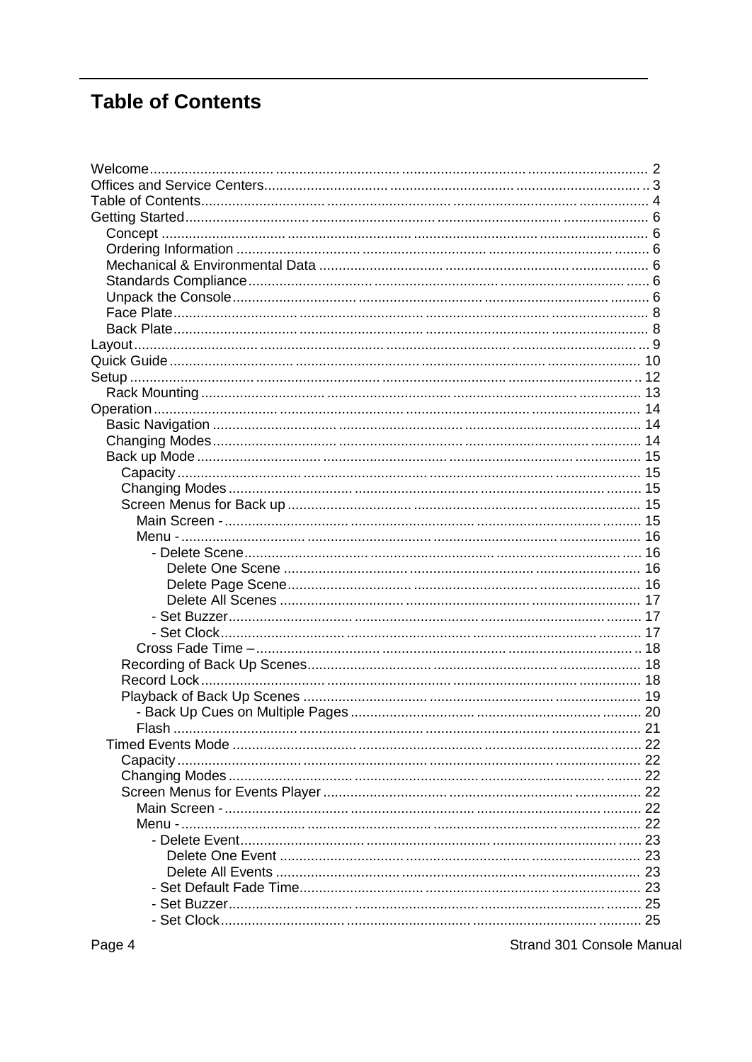# Table of Contents

Welcome ........ 2
Offices and Service Centers ........ 3
Table of Contents ........ 4
Getting Started ........ 6
- Concept ........ 6
- Ordering Information ........ 6
- Mechanical & Environmental Data ........ 6
- Standards Compliance ........ 6
- Unpack the Console ........ 6
- Face Plate ........ 8
- Back Plate ........ 8

Layout ........ 9
Quick Guide ........ 10
Setup ........ 12
- Rack Mounting ........ 13

Operation ........ 14
- Basic Navigation ........ 14
- Changing Modes ........ 14
- Back up Mode ........ 15
  - Capacity ........ 15
  - Changing Modes ........ 15
  - Screen Menus for Back up ........ 15
    - Main Screen - ........ 15
    - Menu - ........ 16
      - - Delete Scene ........ 16
        - Delete One Scene ........ 16
        - Delete Page Scene ........ 16
        - Delete All Scenes ........ 17
      - - Set Buzzer ........ 17
      - - Set Clock ........ 17
    - Cross Fade Time – ........ 18
  - Recording of Back Up Scenes ........ 18
  - Record Lock ........ 18
  - Playback of Back Up Scenes ........ 19
    - - Back Up Cues on Multiple Pages ........ 20
    - Flash ........ 21
- Timed Events Mode ........ 22
  - Capacity ........ 22
  - Changing Modes ........ 22
  - Screen Menus for Events Player ........ 22
    - Main Screen - ........ 22
    - Menu - ........ 22
      - - Delete Event ........ 23
        - Delete One Event ........ 23
        - Delete All Events ........ 23
      - - Set Default Fade Time ........ 23
      - - Set Buzzer ........ 25
      - - Set Clock ........ 25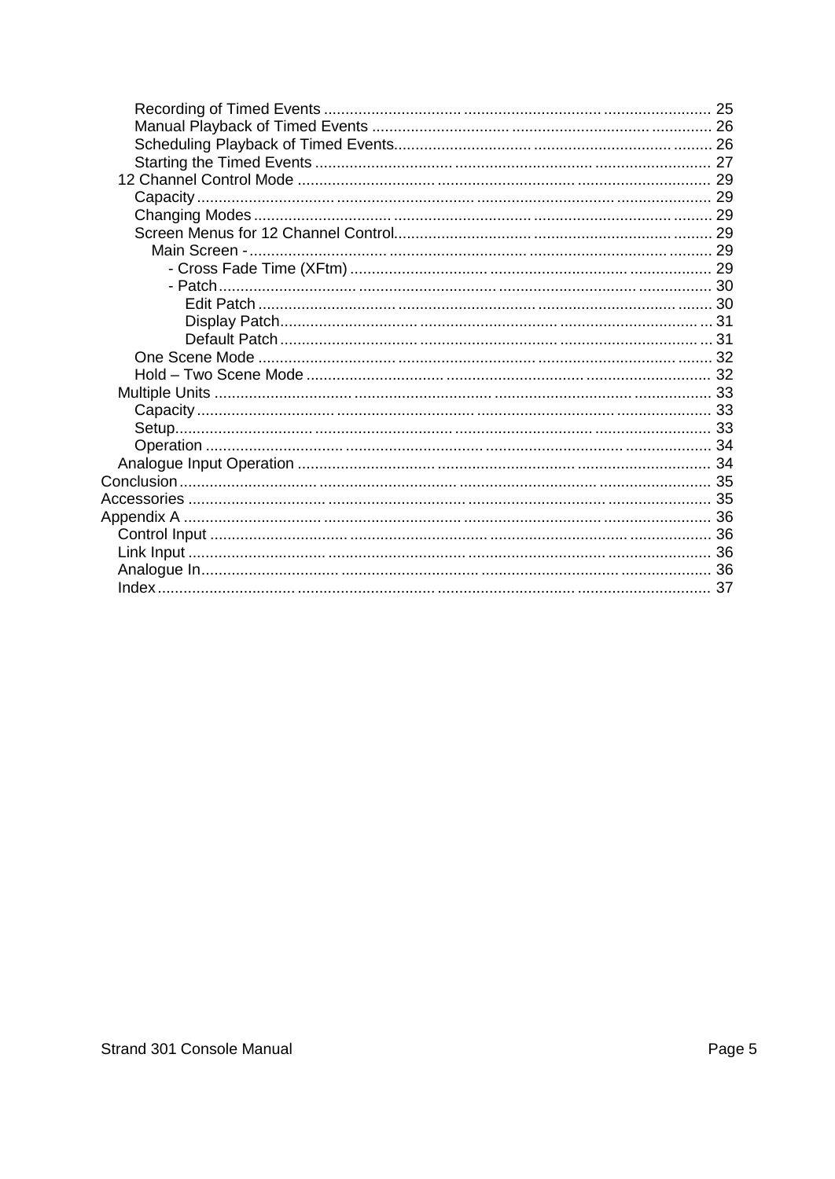Recording of Timed Events ........................................................................................ 25
Manual Playback of Timed Events ............................................................................. 26
Scheduling Playback of Timed Events......................................................................... 26
Starting the Timed Events ........................................................................................... 27
12 Channel Control Mode ............................................................................................. 29
Capacity ...................................................................................................................... 29
Changing Modes ......................................................................................................... 29
Screen Menus for 12 Channel Control......................................................................... 29
Main Screen - ............................................................................................................. 29
- Cross Fade Time (XFtm) ........................................................................................... 29
- Patch ........................................................................................................................ 30
Edit Patch ................................................................................................................... 30
Display Patch.............................................................................................................. 31
Default Patch .............................................................................................................. 31
One Scene Mode ........................................................................................................ 32
Hold – Two Scene Mode ............................................................................................. 32
Multiple Units ................................................................................................................ 33
Capacity ...................................................................................................................... 33
Setup........................................................................................................................... 33
Operation .................................................................................................................... 34
Analogue Input Operation ............................................................................................. 34
Conclusion ..................................................................................................................... 35
Accessories ................................................................................................................... 35
Appendix A .................................................................................................................... 36
Control Input ................................................................................................................ 36
Link Input ..................................................................................................................... 36
Analogue In.................................................................................................................. 36
Index ............................................................................................................................ 37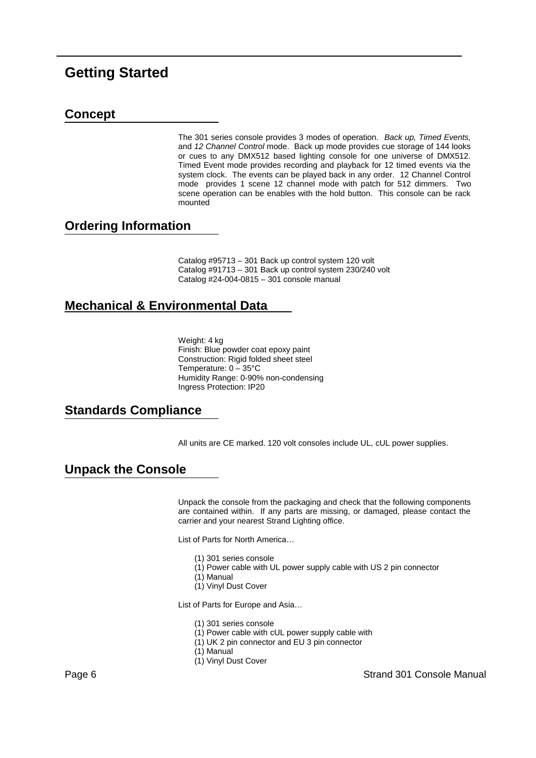# Getting Started

## Concept

The 301 series console provides 3 modes of operation. *Back up, Timed Events,* and *12 Channel Control* mode. Back up mode provides cue storage of 144 looks or cues to any DMX512 based lighting console for one universe of DMX512. Timed Event mode provides recording and playback for 12 timed events via the system clock. The events can be played back in any order. 12 Channel Control mode provides 1 scene 12 channel mode with patch for 512 dimmers. Two scene operation can be enables with the hold button. This console can be rack mounted

## Ordering Information

Catalog #95713 – 301 Back up control system 120 volt
Catalog #91713 – 301 Back up control system 230/240 volt
Catalog #24-004-0815 – 301 console manual

## Mechanical & Environmental Data

Weight: 4 kg
Finish: Blue powder coat epoxy paint
Construction: Rigid folded sheet steel
Temperature: 0 – 35°C
Humidity Range: 0-90% non-condensing
Ingress Protection: IP20

## Standards Compliance

All units are CE marked. 120 volt consoles include UL, cUL power supplies.

## Unpack the Console

Unpack the console from the packaging and check that the following components are contained within. If any parts are missing, or damaged, please contact the carrier and your nearest Strand Lighting office.

List of Parts for North America…

- (1) 301 series console
- (1) Power cable with UL power supply cable with US 2 pin connector
- (1) Manual
- (1) Vinyl Dust Cover

List of Parts for Europe and Asia…

- (1) 301 series console
- (1) Power cable with cUL power supply cable with
- (1) UK 2 pin connector and EU 3 pin connector
- (1) Manual
- (1) Vinyl Dust Cover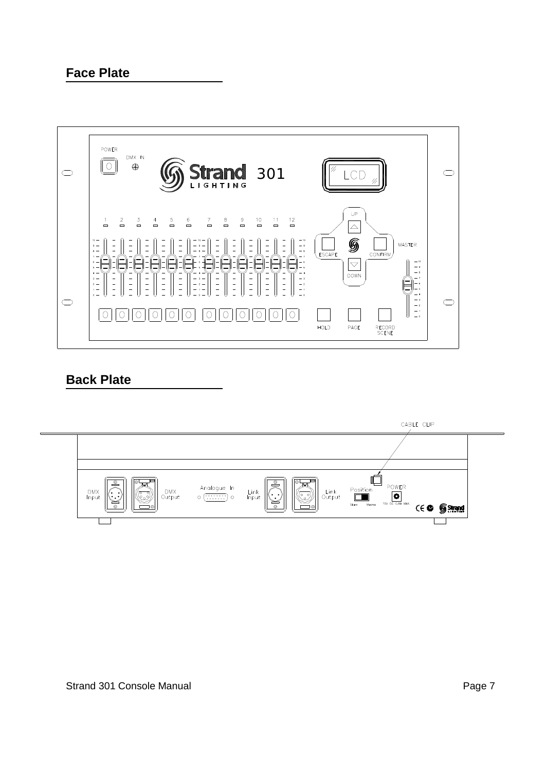## Face Plate

## Back Plate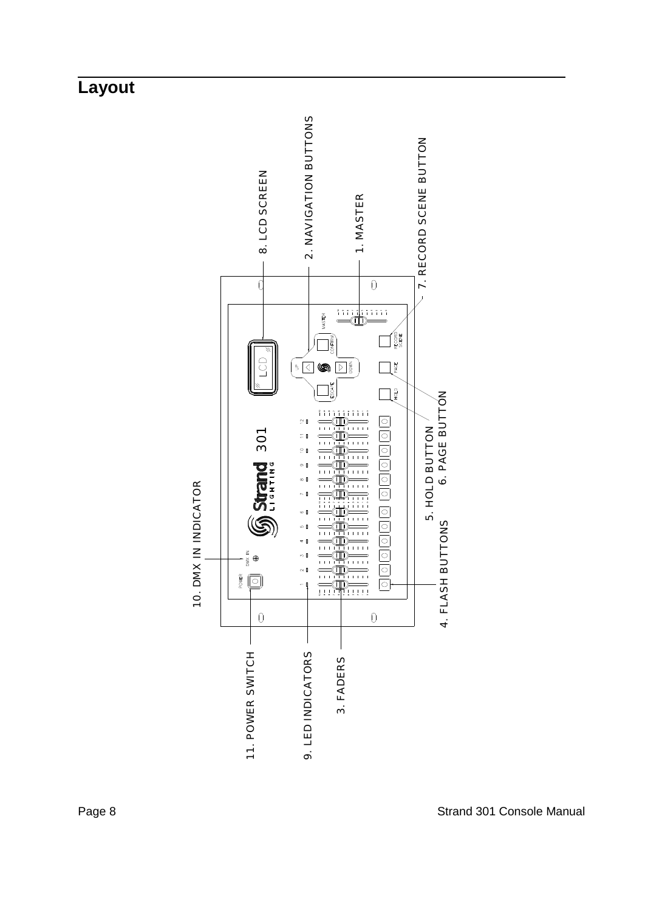# Layout

8. LCD SCREEN

2. NAVIGATION BUTTONS

1. MASTER

7. RECORD SCENE BUTTON

10. DMX IN INDICATOR

5. HOLD BUTTON

6. PAGE BUTTON

4. FLASH BUTTONS

11. POWER SWITCH

9. LED INDICATORS

3. FADERS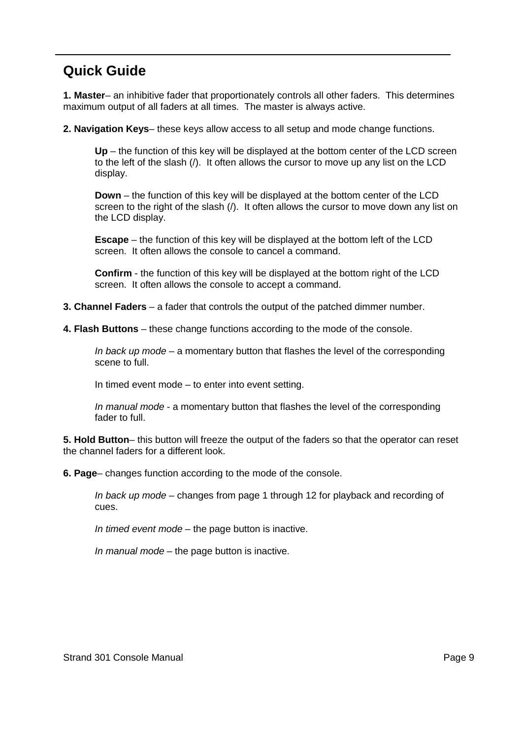## Quick Guide

**1. Master**– an inhibitive fader that proportionately controls all other faders. This determines maximum output of all faders at all times. The master is always active.

**2. Navigation Keys**– these keys allow access to all setup and mode change functions.

> **Up** – the function of this key will be displayed at the bottom center of the LCD screen to the left of the slash (/). It often allows the cursor to move up any list on the LCD display.
>
> **Down** – the function of this key will be displayed at the bottom center of the LCD screen to the right of the slash (/). It often allows the cursor to move down any list on the LCD display.
>
> **Escape** – the function of this key will be displayed at the bottom left of the LCD screen. It often allows the console to cancel a command.
>
> **Confirm** - the function of this key will be displayed at the bottom right of the LCD screen. It often allows the console to accept a command.

**3. Channel Faders** – a fader that controls the output of the patched dimmer number.

**4. Flash Buttons** – these change functions according to the mode of the console.

> *In back up mode* – a momentary button that flashes the level of the corresponding scene to full.
>
> In timed event mode – to enter into event setting.
>
> *In manual mode* - a momentary button that flashes the level of the corresponding fader to full.

**5. Hold Button**– this button will freeze the output of the faders so that the operator can reset the channel faders for a different look.

**6. Page**– changes function according to the mode of the console.

> *In back up mode* – changes from page 1 through 12 for playback and recording of cues.
>
> *In timed event mode* – the page button is inactive.
>
> *In manual mode* – the page button is inactive.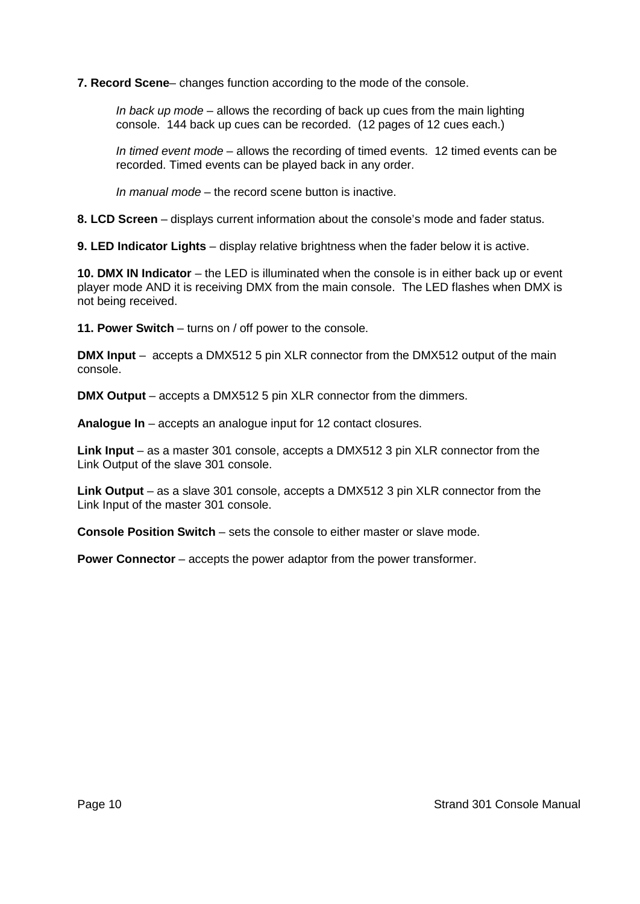**7. Record Scene**– changes function according to the mode of the console.

> *In back up mode* – allows the recording of back up cues from the main lighting console. 144 back up cues can be recorded. (12 pages of 12 cues each.)
>
> *In timed event mode* – allows the recording of timed events. 12 timed events can be recorded. Timed events can be played back in any order.
>
> *In manual mode* – the record scene button is inactive.

**8. LCD Screen** – displays current information about the console's mode and fader status.

**9. LED Indicator Lights** – display relative brightness when the fader below it is active.

**10. DMX IN Indicator** – the LED is illuminated when the console is in either back up or event player mode AND it is receiving DMX from the main console. The LED flashes when DMX is not being received.

**11. Power Switch** – turns on / off power to the console.

**DMX Input** – accepts a DMX512 5 pin XLR connector from the DMX512 output of the main console.

**DMX Output** – accepts a DMX512 5 pin XLR connector from the dimmers.

**Analogue In** – accepts an analogue input for 12 contact closures.

**Link Input** – as a master 301 console, accepts a DMX512 3 pin XLR connector from the Link Output of the slave 301 console.

**Link Output** – as a slave 301 console, accepts a DMX512 3 pin XLR connector from the Link Input of the master 301 console.

**Console Position Switch** – sets the console to either master or slave mode.

**Power Connector** – accepts the power adaptor from the power transformer.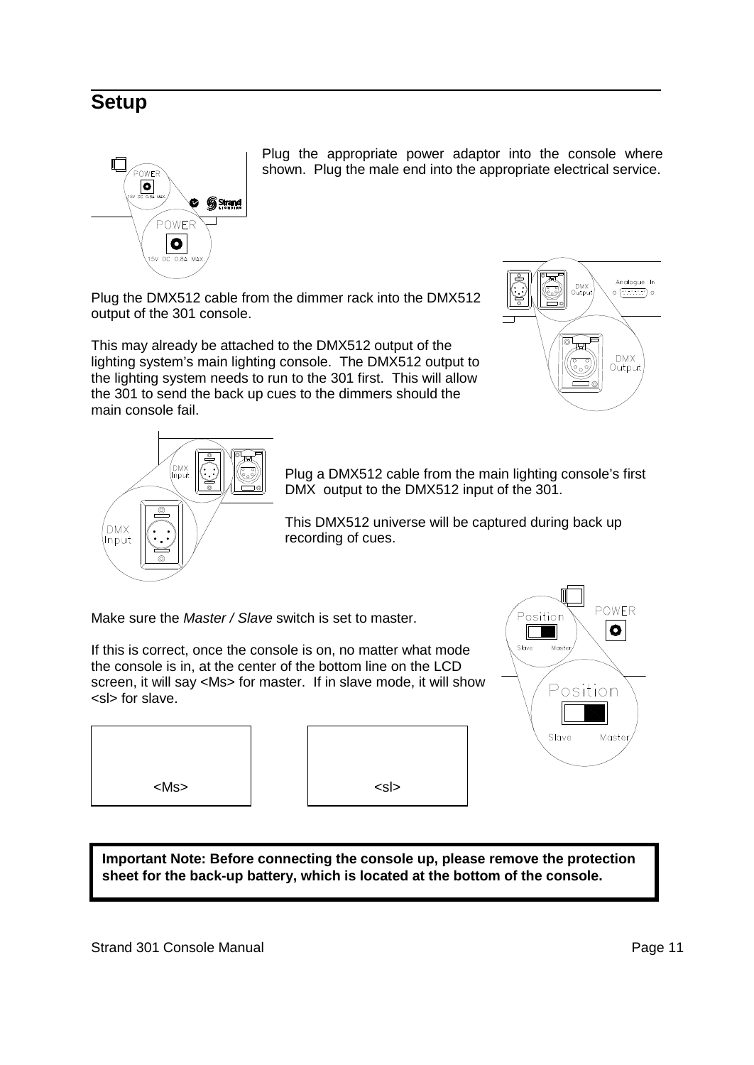# Setup

Plug the appropriate power adaptor into the console where shown. Plug the male end into the appropriate electrical service.

Plug the DMX512 cable from the dimmer rack into the DMX512 output of the 301 console.

This may already be attached to the DMX512 output of the lighting system's main lighting console. The DMX512 output to the lighting system needs to run to the 301 first. This will allow the 301 to send the back up cues to the dimmers should the main console fail.

Plug a DMX512 cable from the main lighting console's first DMX output to the DMX512 input of the 301.

This DMX512 universe will be captured during back up recording of cues.

Make sure the *Master / Slave* switch is set to master.

If this is correct, once the console is on, no matter what mode the console is in, at the center of the bottom line on the LCD screen, it will say <Ms> for master. If in slave mode, it will show <sl> for slave.

<Ms>

<sl>

**Important Note: Before connecting the console up, please remove the protection sheet for the back-up battery, which is located at the bottom of the console.**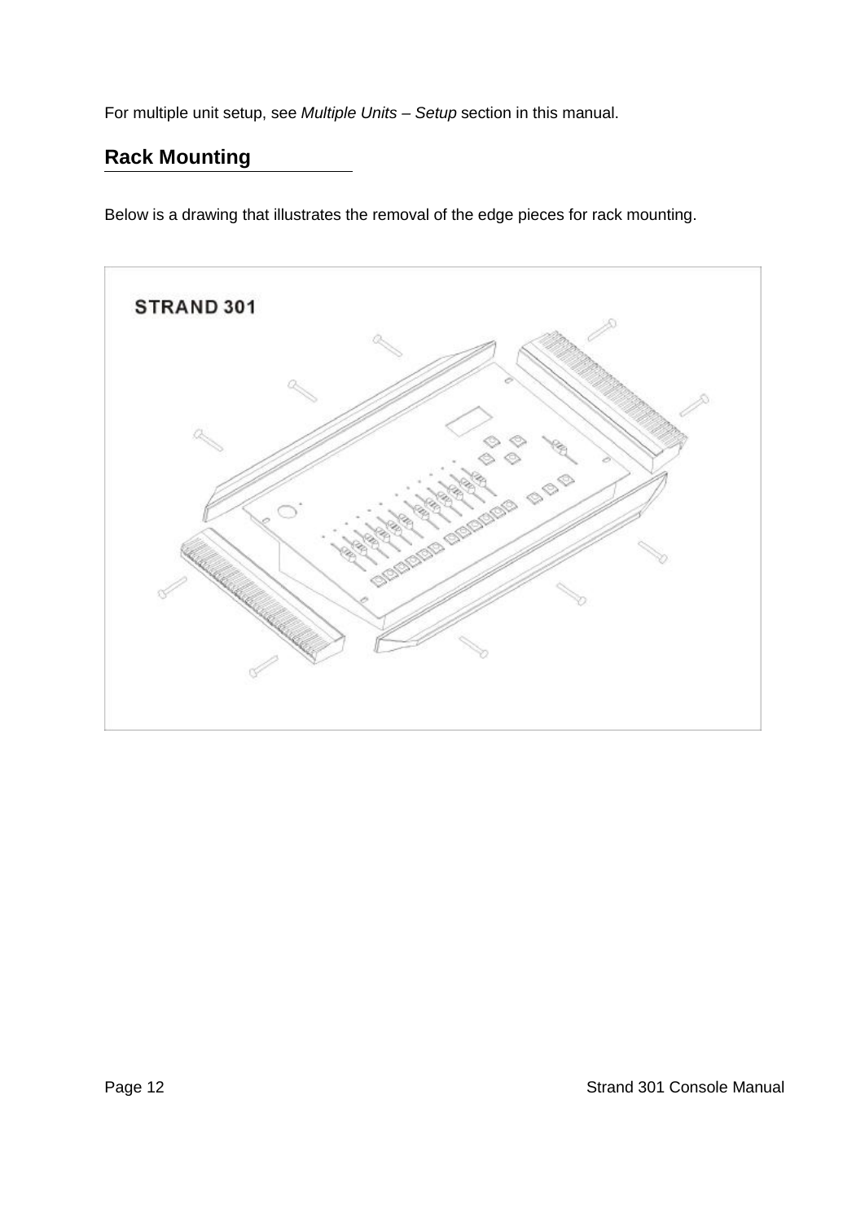For multiple unit setup, see *Multiple Units – Setup* section in this manual.

## Rack Mounting

Below is a drawing that illustrates the removal of the edge pieces for rack mounting.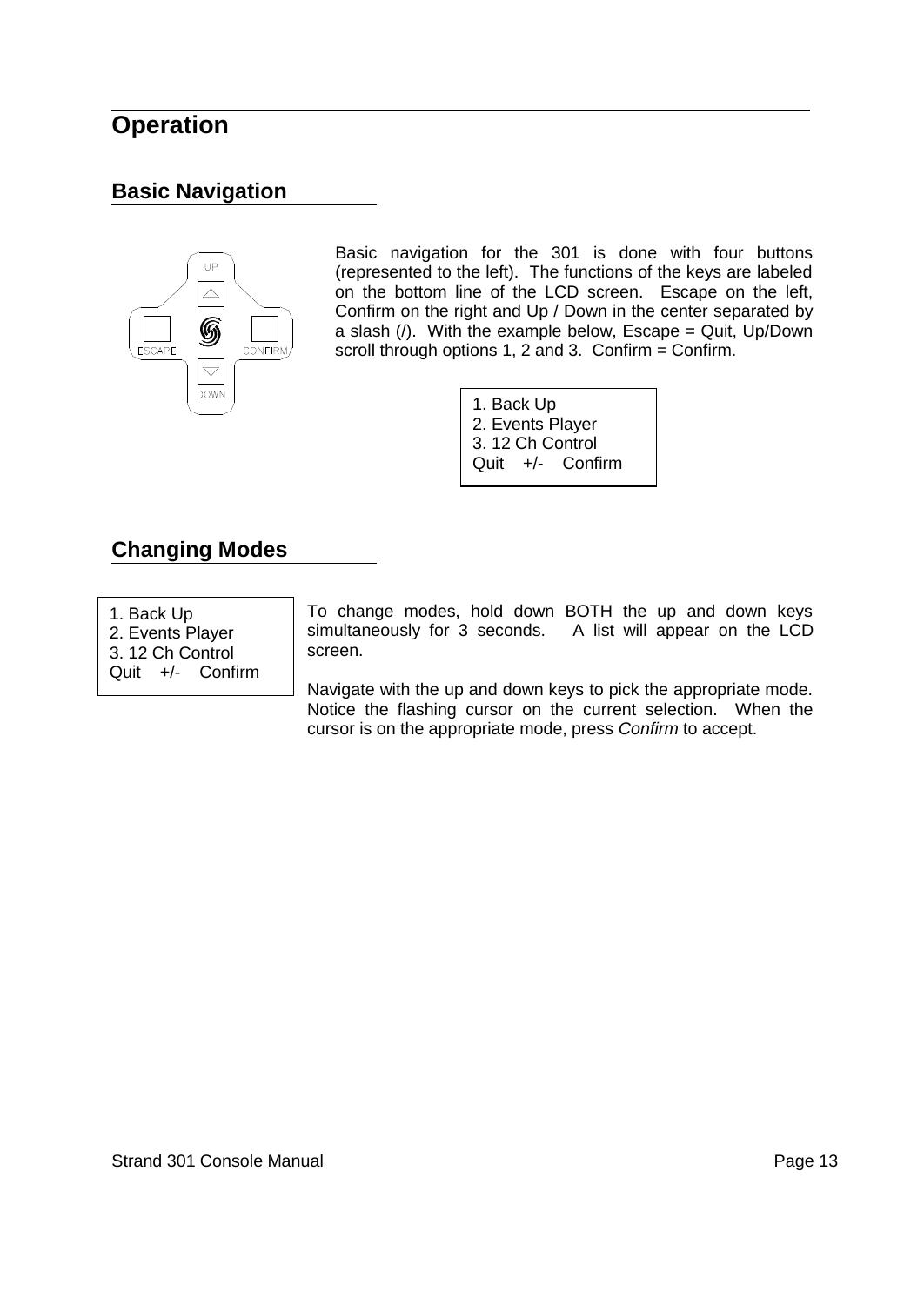# Operation

## Basic Navigation

Basic navigation for the 301 is done with four buttons (represented to the left). The functions of the keys are labeled on the bottom line of the LCD screen. Escape on the left, Confirm on the right and Up / Down in the center separated by a slash (/). With the example below, Escape = Quit, Up/Down scroll through options 1, 2 and 3. Confirm = Confirm.

```
1. Back Up
2. Events Player
3. 12 Ch Control
Quit   +/-   Confirm
```

## Changing Modes

```
1. Back Up
2. Events Player
3. 12 Ch Control
Quit   +/-   Confirm
```

To change modes, hold down BOTH the up and down keys simultaneously for 3 seconds. A list will appear on the LCD screen.

Navigate with the up and down keys to pick the appropriate mode. Notice the flashing cursor on the current selection. When the cursor is on the appropriate mode, press *Confirm* to accept.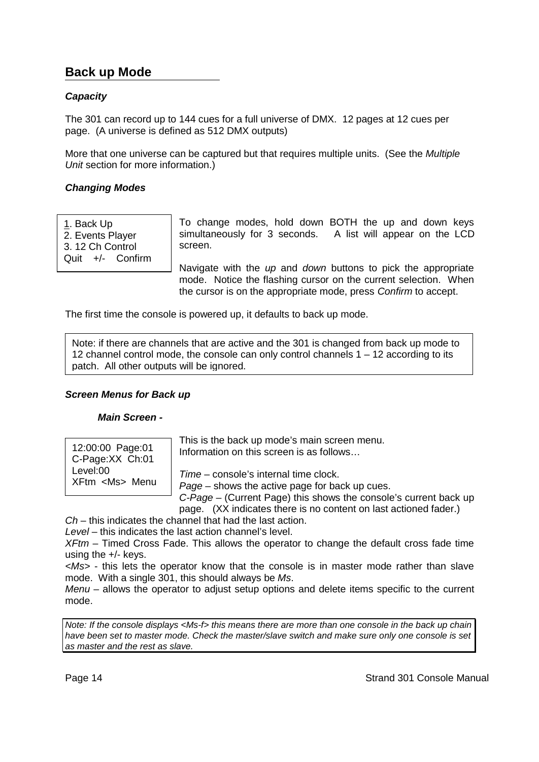## Back up Mode

***Capacity***

The 301 can record up to 144 cues for a full universe of DMX. 12 pages at 12 cues per page. (A universe is defined as 512 DMX outputs)

More that one universe can be captured but that requires multiple units. (See the *Multiple Unit* section for more information.)

***Changing Modes***

```
1. Back Up
2. Events Player
3. 12 Ch Control
Quit  +/-  Confirm
```

To change modes, hold down BOTH the up and down keys simultaneously for 3 seconds. A list will appear on the LCD screen.

Navigate with the *up* and *down* buttons to pick the appropriate mode. Notice the flashing cursor on the current selection. When the cursor is on the appropriate mode, press *Confirm* to accept.

The first time the console is powered up, it defaults to back up mode.

> Note: if there are channels that are active and the 301 is changed from back up mode to 12 channel control mode, the console can only control channels 1 – 12 according to its patch. All other outputs will be ignored.

***Screen Menus for Back up***

***Main Screen -***

```
12:00:00  Page:01
C-Page:XX  Ch:01
Level:00
XFtm  <Ms>  Menu
```

This is the back up mode's main screen menu. Information on this screen is as follows…

*Time* – console's internal time clock.
*Page* – shows the active page for back up cues.
*C-Page* – (Current Page) this shows the console's current back up page. (XX indicates there is no content on last actioned fader.)
*Ch* – this indicates the channel that had the last action.
*Level* – this indicates the last action channel's level.
*XFtm* – Timed Cross Fade. This allows the operator to change the default cross fade time using the +/- keys.
*<Ms>* - this lets the operator know that the console is in master mode rather than slave mode. With a single 301, this should always be *Ms*.
*Menu* – allows the operator to adjust setup options and delete items specific to the current mode.

> *Note: If the console displays <Ms-f> this means there are more than one console in the back up chain have been set to master mode. Check the master/slave switch and make sure only one console is set as master and the rest as slave.*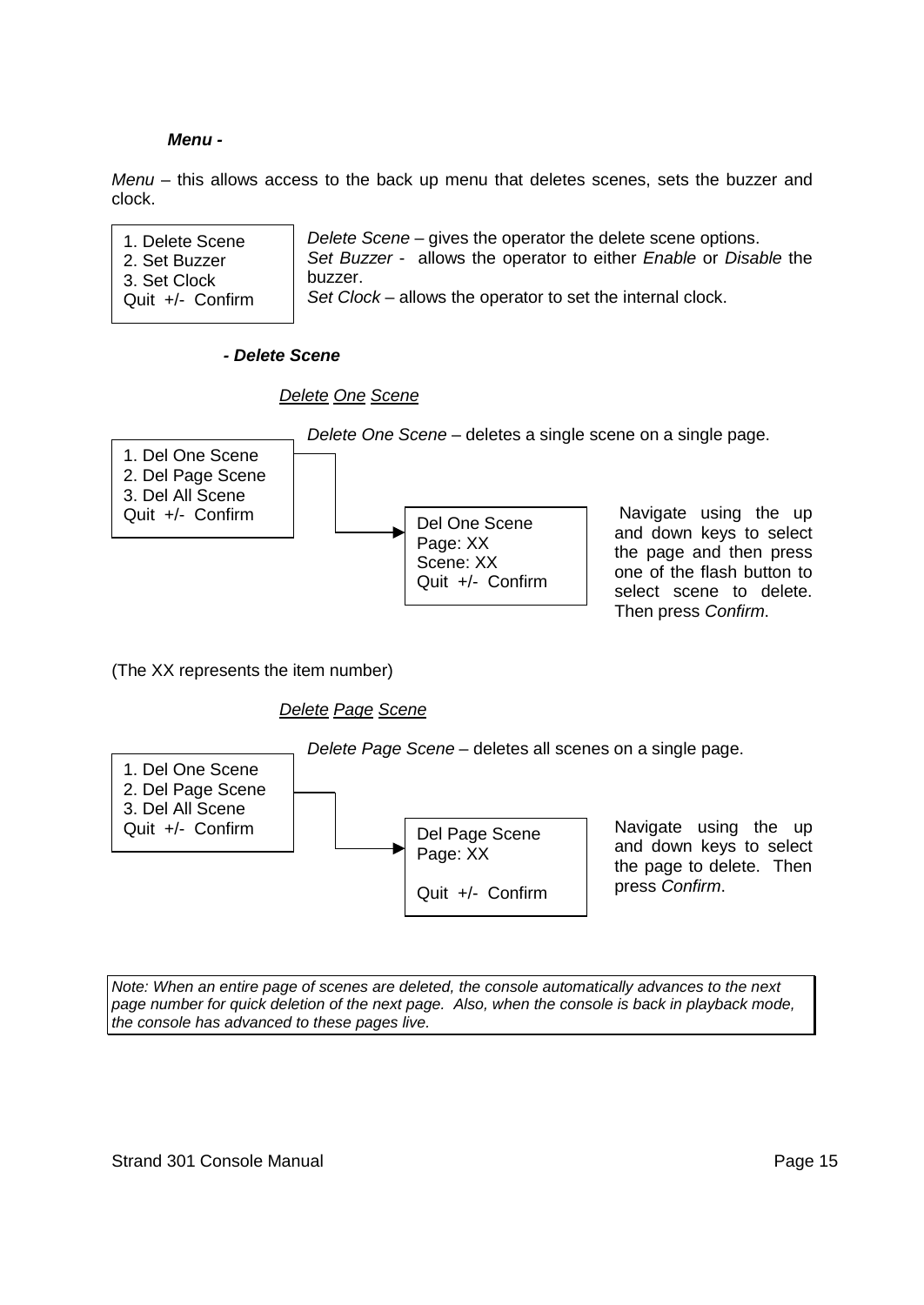***Menu -***

*Menu* – this allows access to the back up menu that deletes scenes, sets the buzzer and clock.

```
1. Delete Scene
2. Set Buzzer
3. Set Clock
Quit  +/-  Confirm
```

*Delete Scene* – gives the operator the delete scene options.
*Set Buzzer* - allows the operator to either *Enable* or *Disable* the buzzer.
*Set Clock* – allows the operator to set the internal clock.

***- Delete Scene***

*<u>Delete</u> <u>One</u> <u>Scene</u>*

*Delete One Scene* – deletes a single scene on a single page.

```
1. Del One Scene
2. Del Page Scene
3. Del All Scene
Quit  +/-  Confirm
```

```
Del One Scene
Page: XX
Scene: XX
Quit  +/-  Confirm
```

Navigate using the up and down keys to select the page and then press one of the flash button to select scene to delete. Then press *Confirm*.

(The XX represents the item number)

*<u>Delete</u> <u>Page</u> <u>Scene</u>*

*Delete Page Scene* – deletes all scenes on a single page.

```
1. Del One Scene
2. Del Page Scene
3. Del All Scene
Quit  +/-  Confirm
```

```
Del Page Scene
Page: XX

Quit  +/-  Confirm
```

Navigate using the up and down keys to select the page to delete. Then press *Confirm*.

*Note: When an entire page of scenes are deleted, the console automatically advances to the next page number for quick deletion of the next page. Also, when the console is back in playback mode, the console has advanced to these pages live.*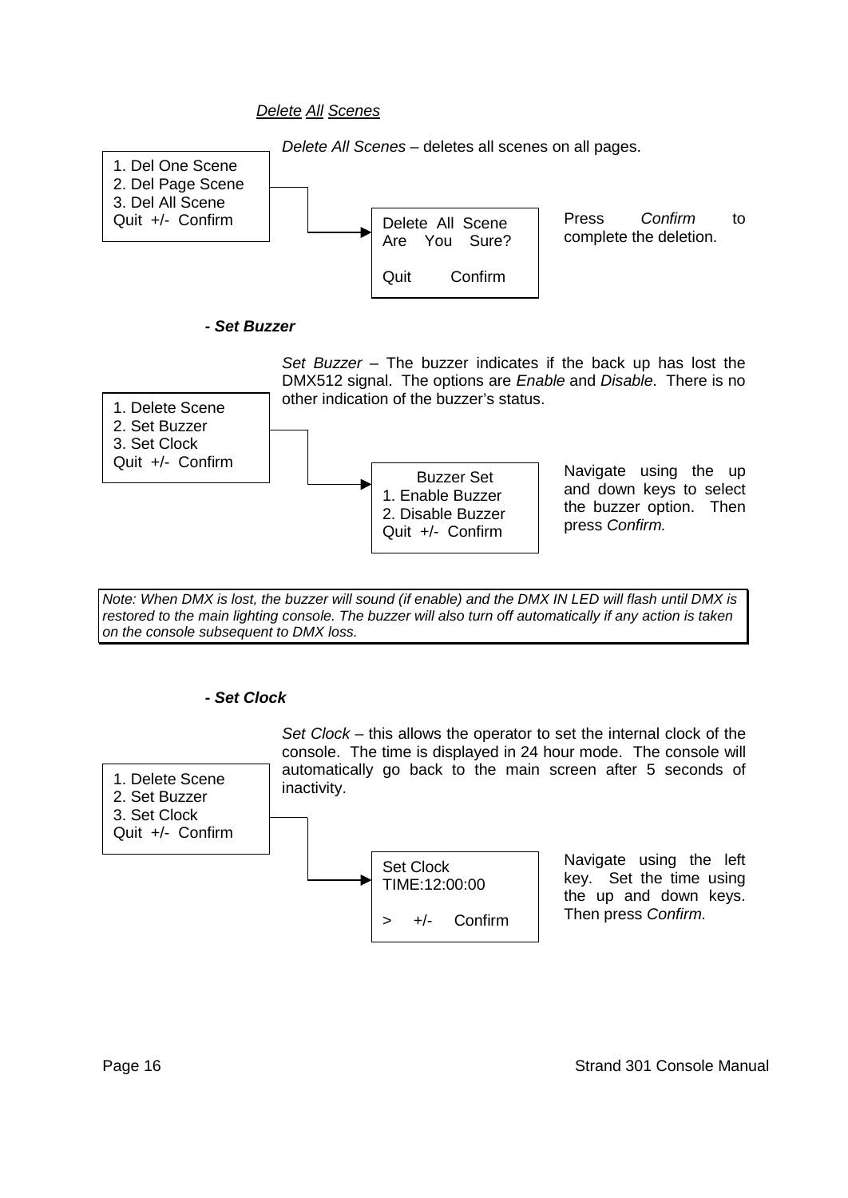### *Delete All Scenes*

*Delete All Scenes* – deletes all scenes on all pages.

```
1. Del One Scene
2. Del Page Scene
3. Del All Scene
Quit  +/-  Confirm
```

```
Delete  All  Scene
Are   You   Sure?

Quit        Confirm
```

Press *Confirm* to complete the deletion.

### *- Set Buzzer*

*Set Buzzer* – The buzzer indicates if the back up has lost the DMX512 signal. The options are *Enable* and *Disable*. There is no other indication of the buzzer's status.

```
1. Delete Scene
2. Set Buzzer
3. Set Clock
Quit  +/-  Confirm
```

```
Buzzer Set
1. Enable Buzzer
2. Disable Buzzer
Quit  +/-  Confirm
```

Navigate using the up and down keys to select the buzzer option. Then press *Confirm.*

*Note: When DMX is lost, the buzzer will sound (if enable) and the DMX IN LED will flash until DMX is restored to the main lighting console. The buzzer will also turn off automatically if any action is taken on the console subsequent to DMX loss.*

### *- Set Clock*

*Set Clock* – this allows the operator to set the internal clock of the console. The time is displayed in 24 hour mode. The console will automatically go back to the main screen after 5 seconds of inactivity.

```
1. Delete Scene
2. Set Buzzer
3. Set Clock
Quit  +/-  Confirm
```

```
Set Clock
TIME:12:00:00

>    +/-    Confirm
```

Navigate using the left key. Set the time using the up and down keys. Then press *Confirm.*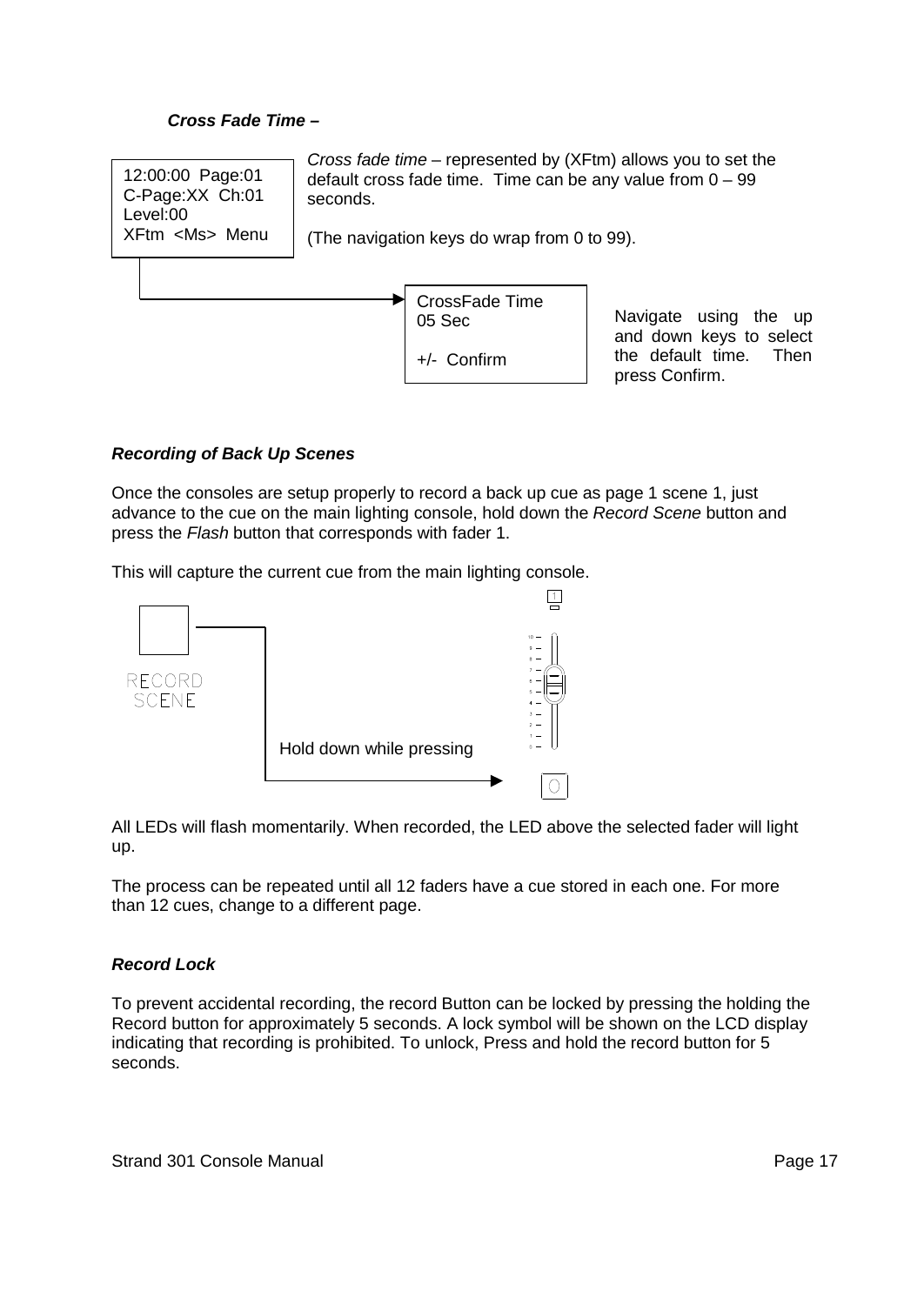### *Cross Fade Time –*

```
12:00:00  Page:01
C-Page:XX  Ch:01
Level:00
XFtm  <Ms>  Menu
```

*Cross fade time* – represented by (XFtm) allows you to set the default cross fade time. Time can be any value from 0 – 99 seconds.

(The navigation keys do wrap from 0 to 99).

```
CrossFade Time
05 Sec

+/-  Confirm
```

Navigate using the up and down keys to select the default time. Then press Confirm.

### *Recording of Back Up Scenes*

Once the consoles are setup properly to record a back up cue as page 1 scene 1, just advance to the cue on the main lighting console, hold down the *Record Scene* button and press the *Flash* button that corresponds with fader 1.

This will capture the current cue from the main lighting console.

RECORD SCENE

Hold down while pressing

All LEDs will flash momentarily. When recorded, the LED above the selected fader will light up.

The process can be repeated until all 12 faders have a cue stored in each one. For more than 12 cues, change to a different page.

### *Record Lock*

To prevent accidental recording, the record Button can be locked by pressing the holding the Record button for approximately 5 seconds. A lock symbol will be shown on the LCD display indicating that recording is prohibited. To unlock, Press and hold the record button for 5 seconds.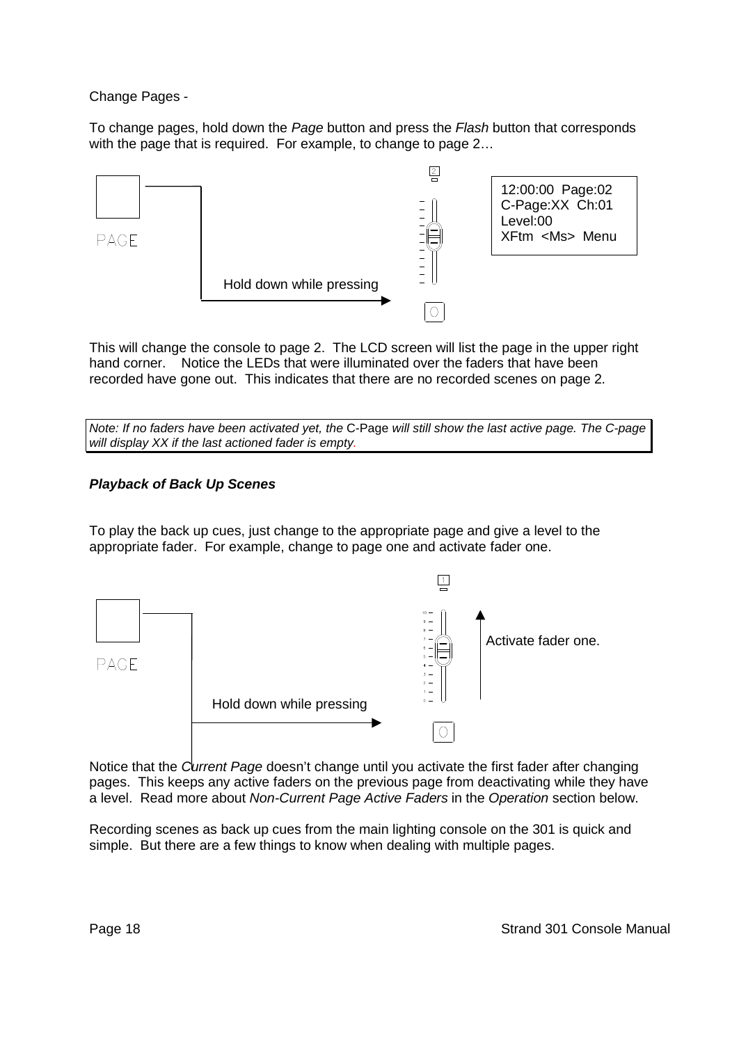Change Pages -

To change pages, hold down the *Page* button and press the *Flash* button that corresponds with the page that is required. For example, to change to page 2…

PAGE

Hold down while pressing

```
12:00:00  Page:02
C-Page:XX  Ch:01
Level:00
XFtm  <Ms>  Menu
```

This will change the console to page 2. The LCD screen will list the page in the upper right hand corner. Notice the LEDs that were illuminated over the faders that have been recorded have gone out. This indicates that there are no recorded scenes on page 2.

> *Note: If no faders have been activated yet, the* C-Page *will still show the last active page. The C-page will display XX if the last actioned fader is empty.*

***Playback of Back Up Scenes***

To play the back up cues, just change to the appropriate page and give a level to the appropriate fader. For example, change to page one and activate fader one.

PAGE

Hold down while pressing

Activate fader one.

Notice that the *Current Page* doesn't change until you activate the first fader after changing pages. This keeps any active faders on the previous page from deactivating while they have a level. Read more about *Non-Current Page Active Faders* in the *Operation* section below.

Recording scenes as back up cues from the main lighting console on the 301 is quick and simple. But there are a few things to know when dealing with multiple pages.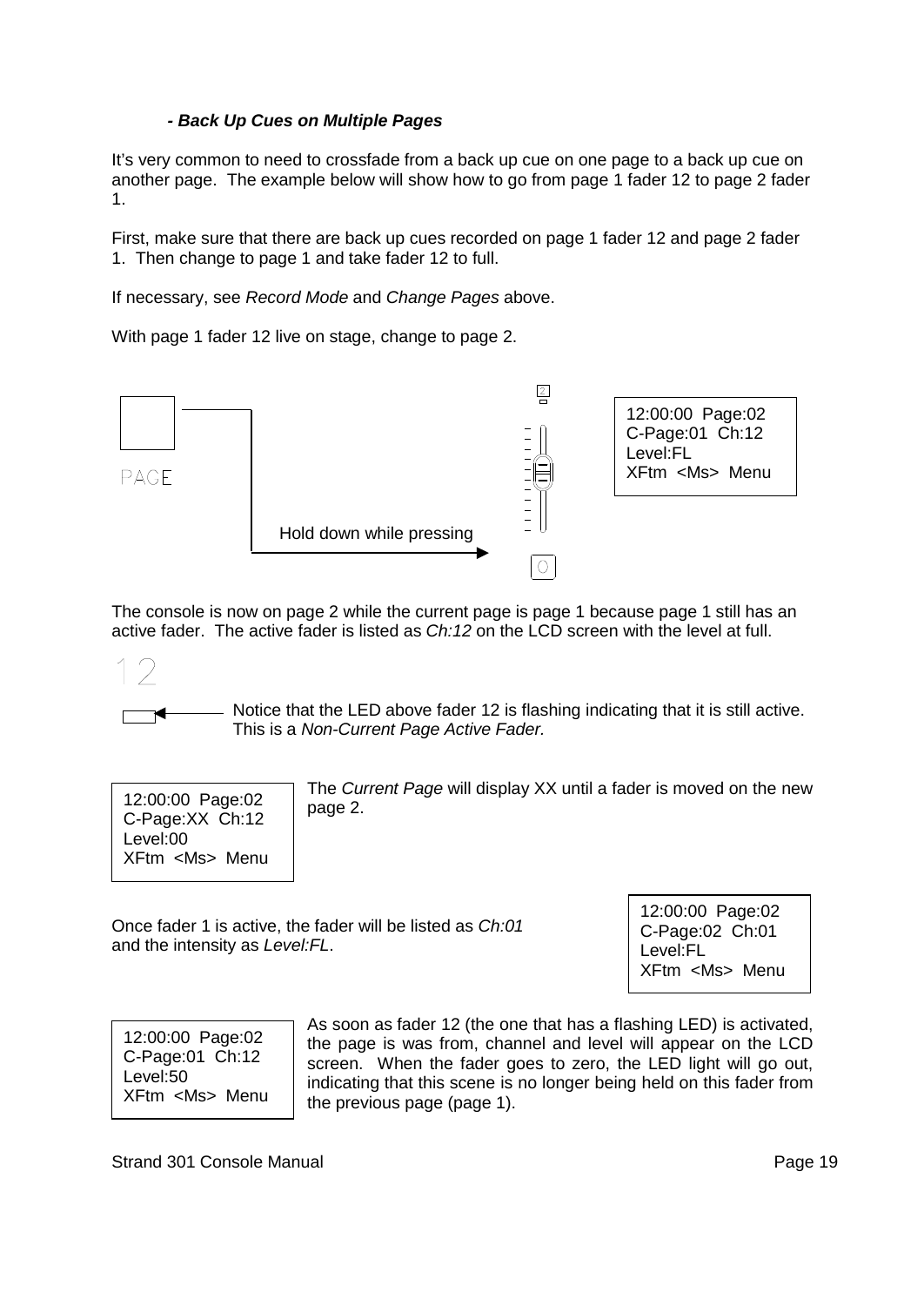### *- Back Up Cues on Multiple Pages*

It's very common to need to crossfade from a back up cue on one page to a back up cue on another page. The example below will show how to go from page 1 fader 12 to page 2 fader 1.

First, make sure that there are back up cues recorded on page 1 fader 12 and page 2 fader 1. Then change to page 1 and take fader 12 to full.

If necessary, see *Record Mode* and *Change Pages* above.

With page 1 fader 12 live on stage, change to page 2.

PAGE — Hold down while pressing

```
12:00:00  Page:02
C-Page:01  Ch:12
Level:FL
XFtm  <Ms>  Menu
```

The console is now on page 2 while the current page is page 1 because page 1 still has an active fader. The active fader is listed as *Ch:12* on the LCD screen with the level at full.

12

Notice that the LED above fader 12 is flashing indicating that it is still active. This is a *Non-Current Page Active Fader.*

```
12:00:00  Page:02
C-Page:XX  Ch:12
Level:00
XFtm  <Ms>  Menu
```

The *Current Page* will display XX until a fader is moved on the new page 2.

Once fader 1 is active, the fader will be listed as *Ch:01* and the intensity as *Level:FL*.

```
12:00:00  Page:02
C-Page:02  Ch:01
Level:FL
XFtm  <Ms>  Menu
```

```
12:00:00  Page:02
C-Page:01  Ch:12
Level:50
XFtm  <Ms>  Menu
```

As soon as fader 12 (the one that has a flashing LED) is activated, the page is was from, channel and level will appear on the LCD screen. When the fader goes to zero, the LED light will go out, indicating that this scene is no longer being held on this fader from the previous page (page 1).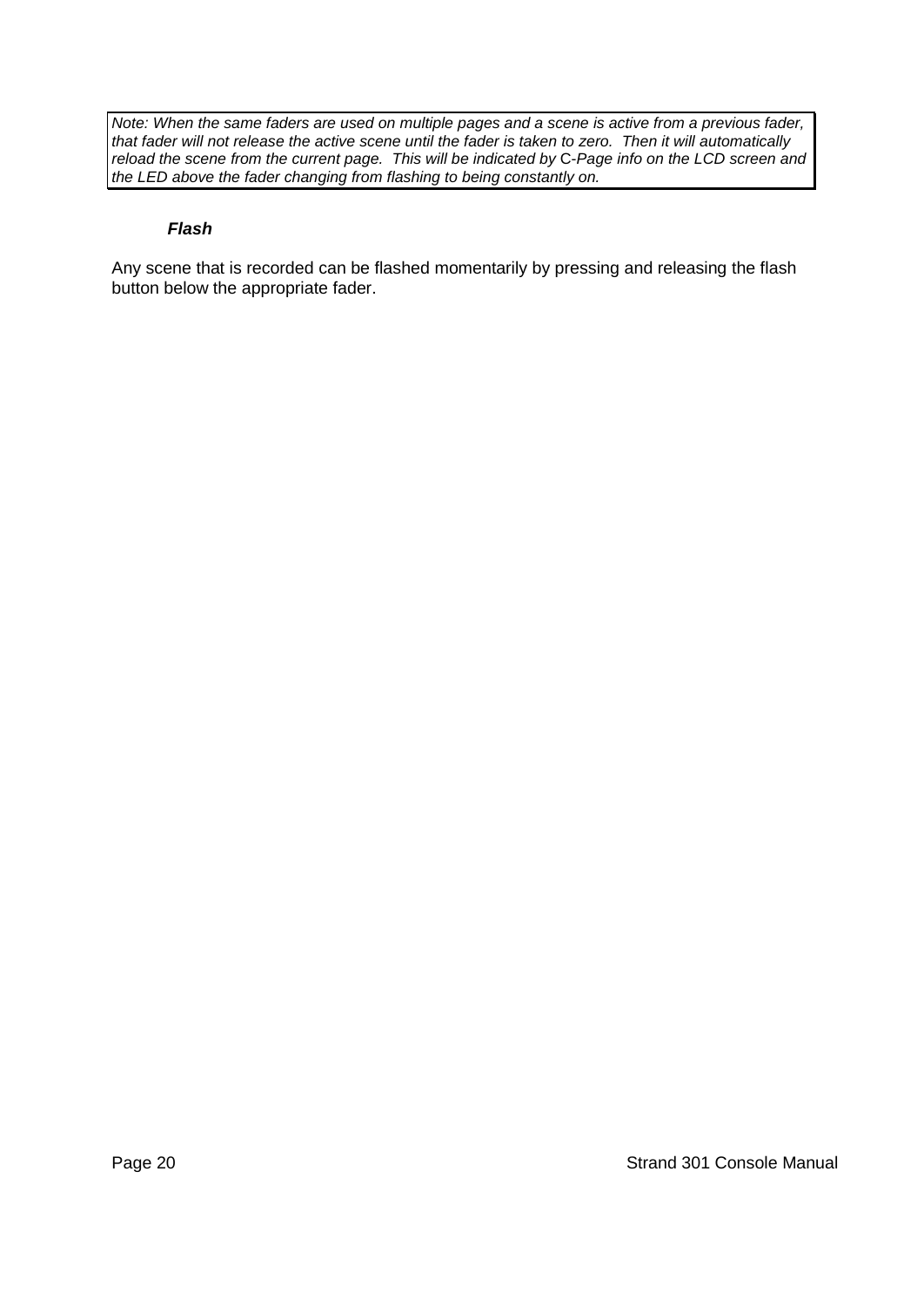*Note: When the same faders are used on multiple pages and a scene is active from a previous fader, that fader will not release the active scene until the fader is taken to zero. Then it will automatically reload the scene from the current page. This will be indicated by C-Page info on the LCD screen and the LED above the fader changing from flashing to being constantly on.*

### *Flash*

Any scene that is recorded can be flashed momentarily by pressing and releasing the flash button below the appropriate fader.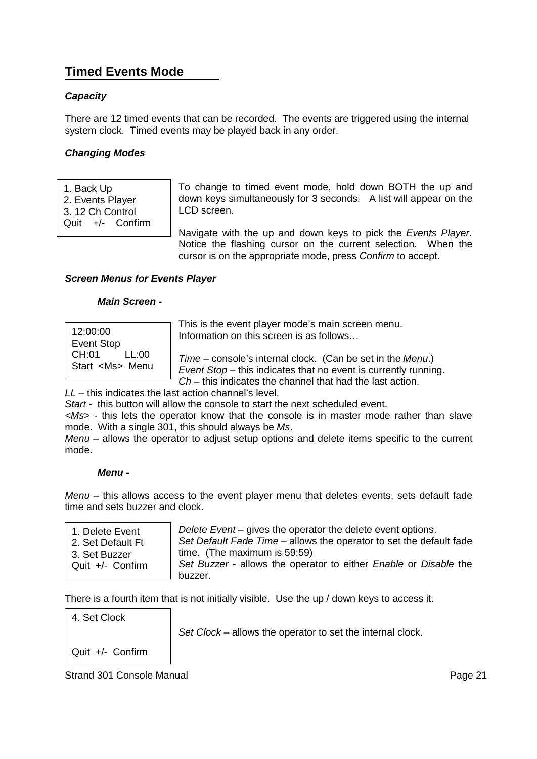## Timed Events Mode

***Capacity***

There are 12 timed events that can be recorded. The events are triggered using the internal system clock. Timed events may be played back in any order.

***Changing Modes***

```
1. Back Up
2. Events Player
3. 12 Ch Control
Quit  +/-  Confirm
```

To change to timed event mode, hold down BOTH the up and down keys simultaneously for 3 seconds. A list will appear on the LCD screen.

Navigate with the up and down keys to pick the *Events Player*. Notice the flashing cursor on the current selection. When the cursor is on the appropriate mode, press *Confirm* to accept.

***Screen Menus for Events Player***

***Main Screen -***

```
12:00:00
Event Stop
CH:01       LL:00
Start  <Ms>  Menu
```

This is the event player mode's main screen menu. Information on this screen is as follows…

*Time* – console's internal clock. (Can be set in the *Menu*.)
*Event Stop* – this indicates that no event is currently running.
*Ch* – this indicates the channel that had the last action.
*LL* – this indicates the last action channel's level.
*Start* - this button will allow the console to start the next scheduled event.
*<Ms>* - this lets the operator know that the console is in master mode rather than slave mode. With a single 301, this should always be *Ms*.
*Menu* – allows the operator to adjust setup options and delete items specific to the current mode.

***Menu -***

*Menu* – this allows access to the event player menu that deletes events, sets default fade time and sets buzzer and clock.

```
1. Delete Event
2. Set Default Ft
3. Set Buzzer
Quit  +/-  Confirm
```

*Delete Event* – gives the operator the delete event options.
*Set Default Fade Time* – allows the operator to set the default fade time. (The maximum is 59:59)
*Set Buzzer* - allows the operator to either *Enable* or *Disable* the buzzer.

There is a fourth item that is not initially visible. Use the up / down keys to access it.

```
4. Set Clock


Quit  +/-  Confirm
```

*Set Clock* – allows the operator to set the internal clock.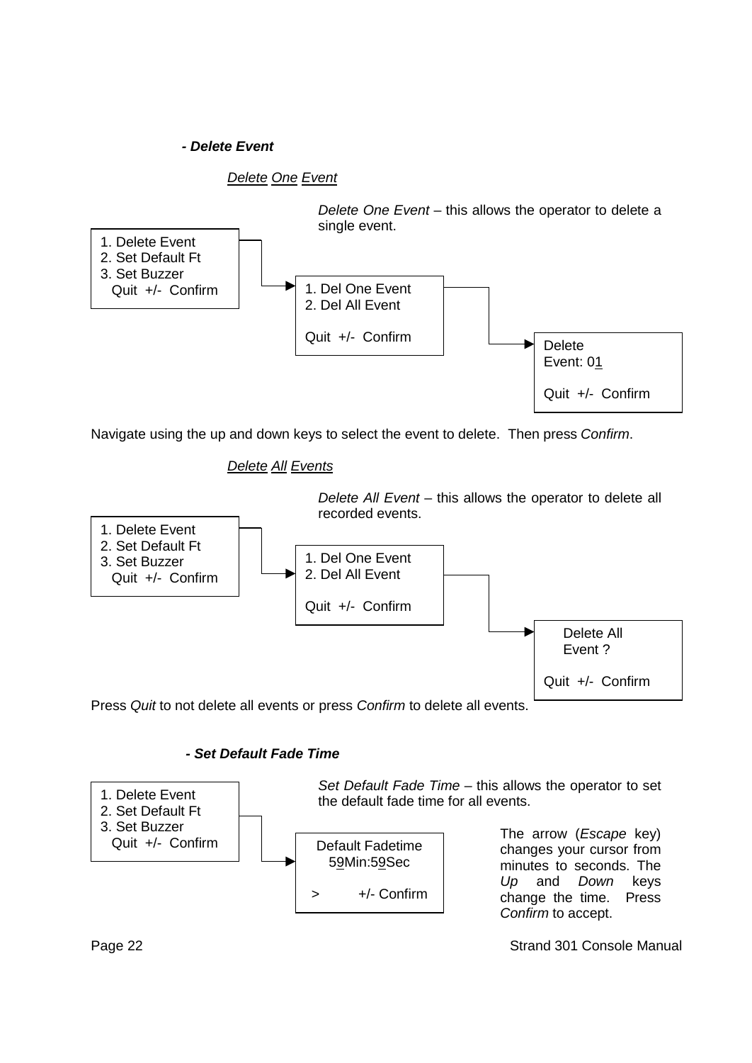### ***- Delete Event***

*Delete One Event*

*Delete One Event* – this allows the operator to delete a single event.

```
1. Delete Event
2. Set Default Ft
3. Set Buzzer
  Quit  +/-  Confirm
```

```
1. Del One Event
2. Del All Event

Quit  +/-  Confirm
```

```
Delete
Event: 01

Quit  +/-  Confirm
```

Navigate using the up and down keys to select the event to delete. Then press *Confirm*.

*Delete All Events*

*Delete All Event* – this allows the operator to delete all recorded events.

```
1. Delete Event
2. Set Default Ft
3. Set Buzzer
  Quit  +/-  Confirm
```

```
1. Del One Event
2. Del All Event

Quit  +/-  Confirm
```

```
  Delete All
  Event ?

Quit  +/-  Confirm
```

Press *Quit* to not delete all events or press *Confirm* to delete all events.

### ***- Set Default Fade Time***

*Set Default Fade Time* – this allows the operator to set the default fade time for all events.

```
1. Delete Event
2. Set Default Ft
3. Set Buzzer
  Quit  +/-  Confirm
```

```
Default Fadetime
59Min:59Sec

>      +/- Confirm
```

The arrow (*Escape* key) changes your cursor from minutes to seconds. The *Up* and *Down* keys change the time. Press *Confirm* to accept.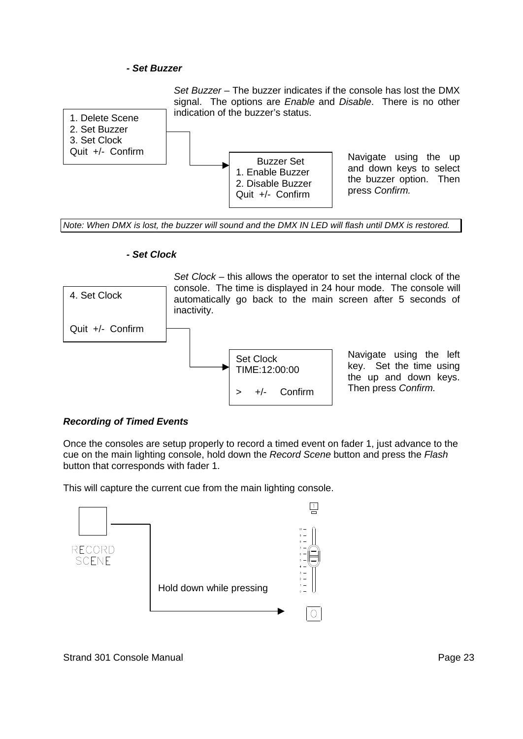### *- Set Buzzer*

*Set Buzzer* – The buzzer indicates if the console has lost the DMX signal. The options are *Enable* and *Disable*. There is no other indication of the buzzer's status.

```
1. Delete Scene
2. Set Buzzer
3. Set Clock
Quit  +/-  Confirm
```

```
    Buzzer Set
1. Enable Buzzer
2. Disable Buzzer
Quit  +/-  Confirm
```

Navigate using the up and down keys to select the buzzer option. Then press *Confirm.*

*Note: When DMX is lost, the buzzer will sound and the DMX IN LED will flash until DMX is restored.*

### *- Set Clock*

*Set Clock* – this allows the operator to set the internal clock of the console. The time is displayed in 24 hour mode. The console will automatically go back to the main screen after 5 seconds of inactivity.

```
4. Set Clock

Quit  +/-  Confirm
```

```
Set Clock
TIME:12:00:00

>   +/-   Confirm
```

Navigate using the left key. Set the time using the up and down keys. Then press *Confirm.*

## *Recording of Timed Events*

Once the consoles are setup properly to record a timed event on fader 1, just advance to the cue on the main lighting console, hold down the *Record Scene* button and press the *Flash* button that corresponds with fader 1.

This will capture the current cue from the main lighting console.

RECORD SCENE

Hold down while pressing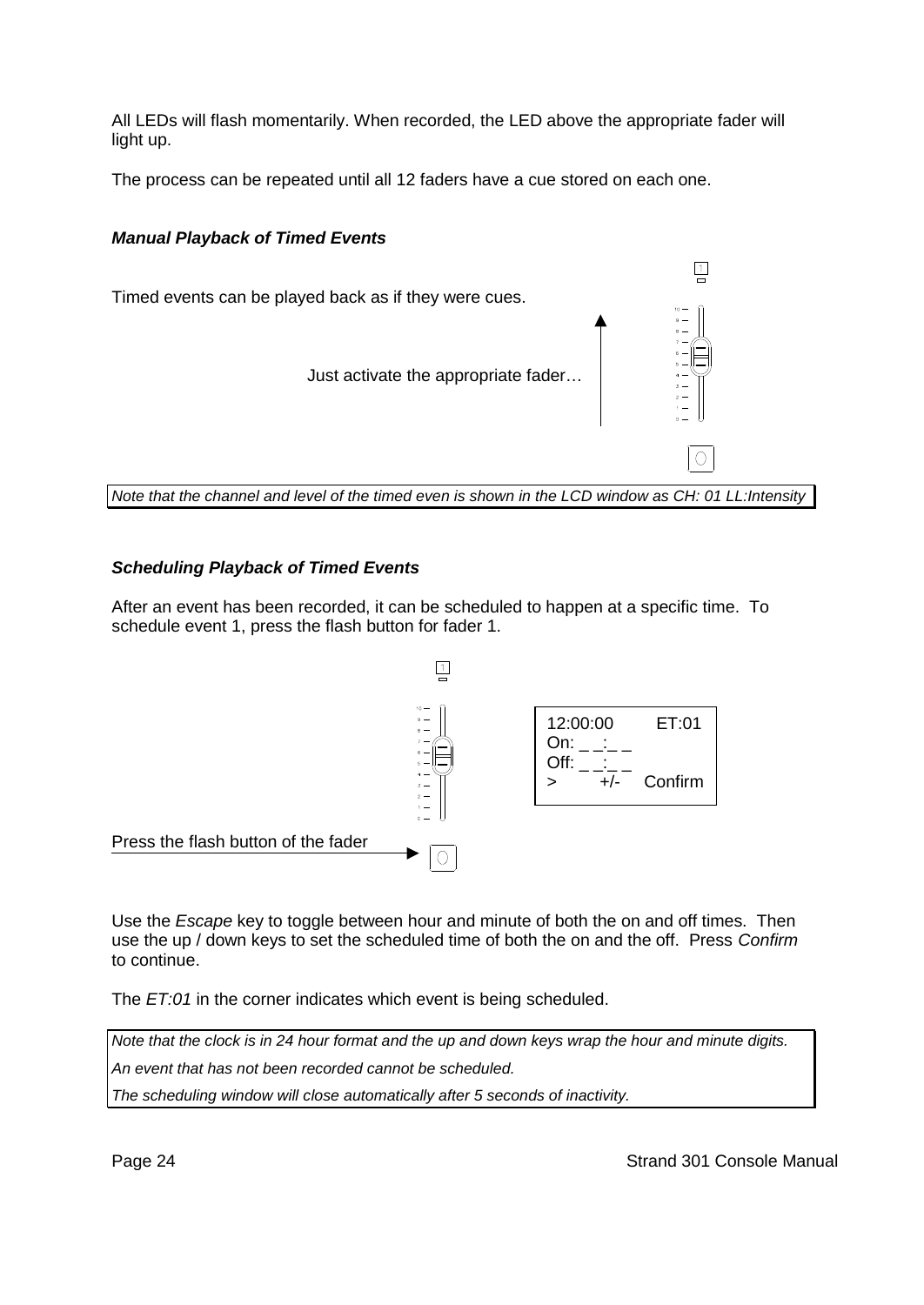All LEDs will flash momentarily. When recorded, the LED above the appropriate fader will light up.

The process can be repeated until all 12 faders have a cue stored on each one.

***Manual Playback of Timed Events***

Timed events can be played back as if they were cues.

Just activate the appropriate fader…

*Note that the channel and level of the timed even is shown in the LCD window as CH: 01 LL:Intensity*

***Scheduling Playback of Timed Events***

After an event has been recorded, it can be scheduled to happen at a specific time. To schedule event 1, press the flash button for fader 1.

```
12:00:00      ET:01
On: _ _:_ _
Off: _ _:_ _
>       +/-    Confirm
```

Press the flash button of the fader

Use the *Escape* key to toggle between hour and minute of both the on and off times. Then use the up / down keys to set the scheduled time of both the on and the off. Press *Confirm* to continue.

The *ET:01* in the corner indicates which event is being scheduled.

*Note that the clock is in 24 hour format and the up and down keys wrap the hour and minute digits.*

*An event that has not been recorded cannot be scheduled.*

*The scheduling window will close automatically after 5 seconds of inactivity.*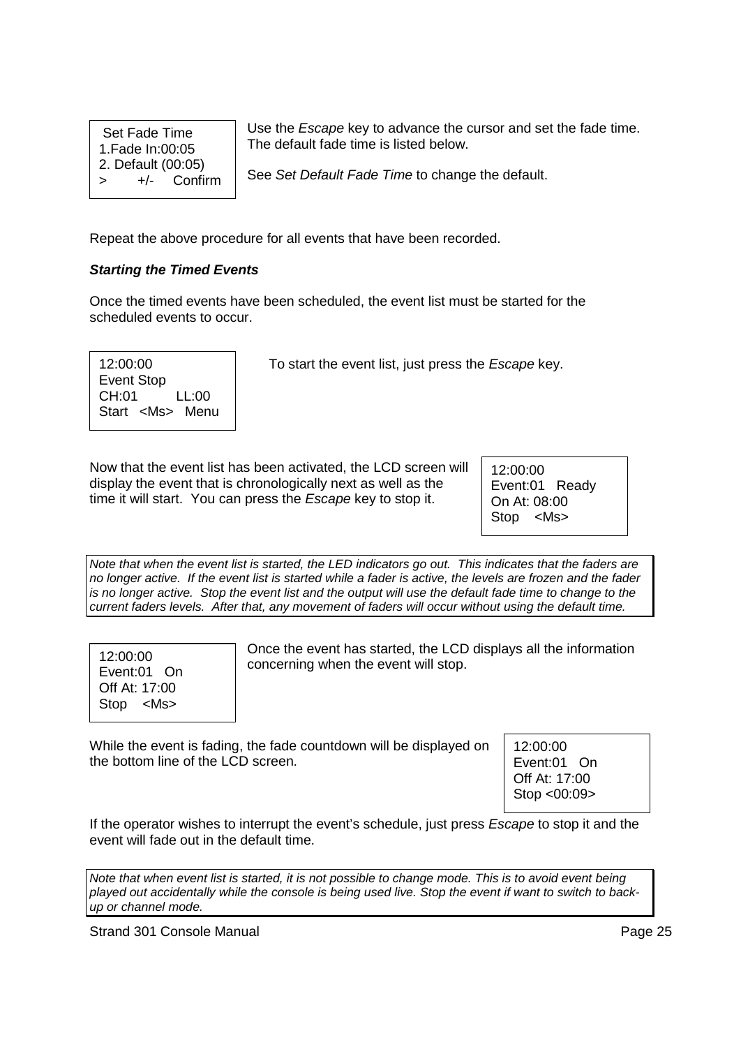```
Set Fade Time
1.Fade In:00:05
2. Default (00:05)
>     +/-    Confirm
```

Use the *Escape* key to advance the cursor and set the fade time. The default fade time is listed below.

See *Set Default Fade Time* to change the default.

Repeat the above procedure for all events that have been recorded.

***Starting the Timed Events***

Once the timed events have been scheduled, the event list must be started for the scheduled events to occur.

```
12:00:00
Event Stop
CH:01       LL:00
Start  <Ms>  Menu
```

To start the event list, just press the *Escape* key.

Now that the event list has been activated, the LCD screen will display the event that is chronologically next as well as the time it will start. You can press the *Escape* key to stop it.

```
12:00:00
Event:01   Ready
On At: 08:00
Stop   <Ms>
```

*Note that when the event list is started, the LED indicators go out. This indicates that the faders are no longer active. If the event list is started while a fader is active, the levels are frozen and the fader is no longer active. Stop the event list and the output will use the default fade time to change to the current faders levels. After that, any movement of faders will occur without using the default time.*

```
12:00:00
Event:01   On
Off At: 17:00
Stop   <Ms>
```

Once the event has started, the LCD displays all the information concerning when the event will stop.

While the event is fading, the fade countdown will be displayed on the bottom line of the LCD screen.

```
12:00:00
Event:01   On
Off At: 17:00
Stop <00:09>
```

If the operator wishes to interrupt the event's schedule, just press *Escape* to stop it and the event will fade out in the default time.

*Note that when event list is started, it is not possible to change mode. This is to avoid event being played out accidentally while the console is being used live. Stop the event if want to switch to back-up or channel mode.*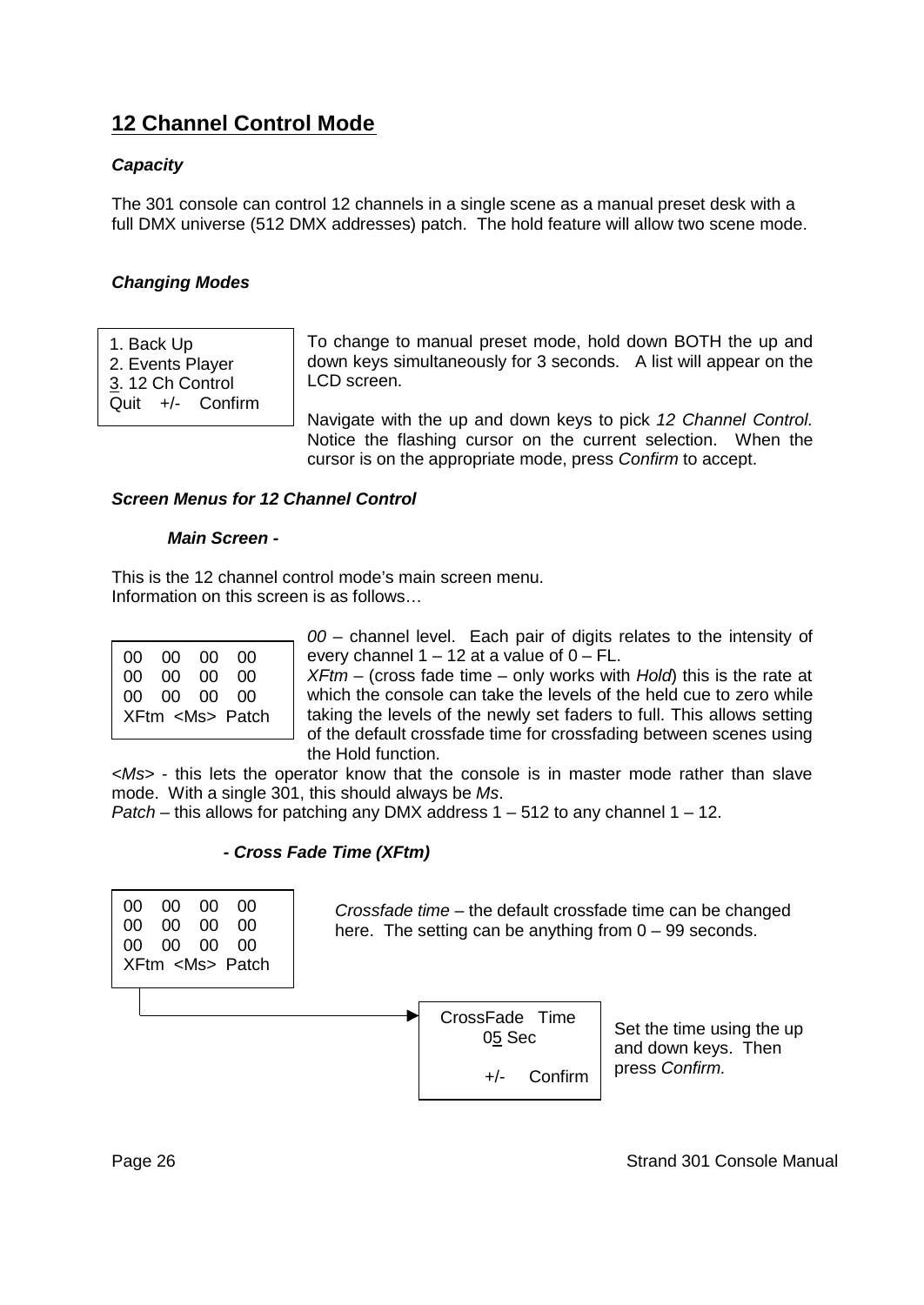## 12 Channel Control Mode

### *Capacity*

The 301 console can control 12 channels in a single scene as a manual preset desk with a full DMX universe (512 DMX addresses) patch. The hold feature will allow two scene mode.

### *Changing Modes*

```
1. Back Up
2. Events Player
3. 12 Ch Control
Quit   +/-   Confirm
```

To change to manual preset mode, hold down BOTH the up and down keys simultaneously for 3 seconds. A list will appear on the LCD screen.

Navigate with the up and down keys to pick *12 Channel Control.* Notice the flashing cursor on the current selection. When the cursor is on the appropriate mode, press *Confirm* to accept.

### *Screen Menus for 12 Channel Control*

#### *Main Screen -*

This is the 12 channel control mode's main screen menu.
Information on this screen is as follows…

```
00   00   00   00
00   00   00   00
00   00   00   00
XFtm  <Ms>  Patch
```

*00* – channel level. Each pair of digits relates to the intensity of every channel 1 – 12 at a value of 0 – FL.
*XFtm* – (cross fade time – only works with *Hold*) this is the rate at which the console can take the levels of the held cue to zero while taking the levels of the newly set faders to full. This allows setting of the default crossfade time for crossfading between scenes using the Hold function.
*<Ms>* - this lets the operator know that the console is in master mode rather than slave mode. With a single 301, this should always be *Ms*.
*Patch* – this allows for patching any DMX address 1 – 512 to any channel 1 – 12.

#### *- Cross Fade Time (XFtm)*

```
00   00   00   00
00   00   00   00
00   00   00   00
XFtm  <Ms>  Patch
```

*Crossfade time* – the default crossfade time can be changed here. The setting can be anything from 0 – 99 seconds.

```
CrossFade  Time
     05 Sec

     +/-   Confirm
```

Set the time using the up and down keys. Then press *Confirm.*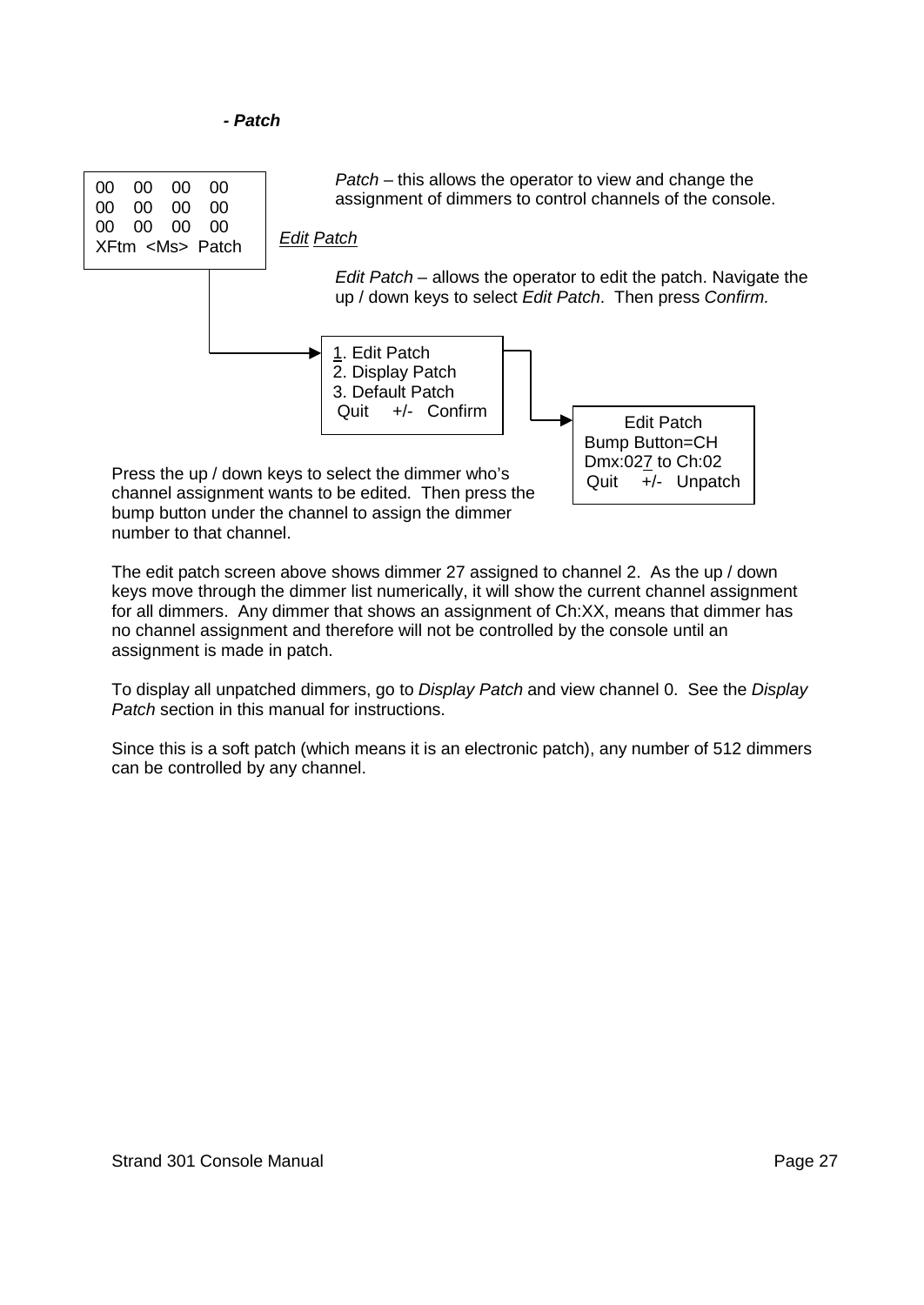***- Patch***

```
00   00   00   00
00   00   00   00
00   00   00   00
XFtm  <Ms>  Patch
```

*Patch* – this allows the operator to view and change the assignment of dimmers to control channels of the console.

*Edit Patch*

*Edit Patch* – allows the operator to edit the patch. Navigate the up / down keys to select *Edit Patch*. Then press *Confirm.*

```
1. Edit Patch
2. Display Patch
3. Default Patch
 Quit    +/-   Confirm
```

```
     Edit Patch
Bump Button=CH
Dmx:027 to Ch:02
 Quit    +/-   Unpatch
```

Press the up / down keys to select the dimmer who's channel assignment wants to be edited. Then press the bump button under the channel to assign the dimmer number to that channel.

The edit patch screen above shows dimmer 27 assigned to channel 2. As the up / down keys move through the dimmer list numerically, it will show the current channel assignment for all dimmers. Any dimmer that shows an assignment of Ch:XX, means that dimmer has no channel assignment and therefore will not be controlled by the console until an assignment is made in patch.

To display all unpatched dimmers, go to *Display Patch* and view channel 0. See the *Display Patch* section in this manual for instructions.

Since this is a soft patch (which means it is an electronic patch), any number of 512 dimmers can be controlled by any channel.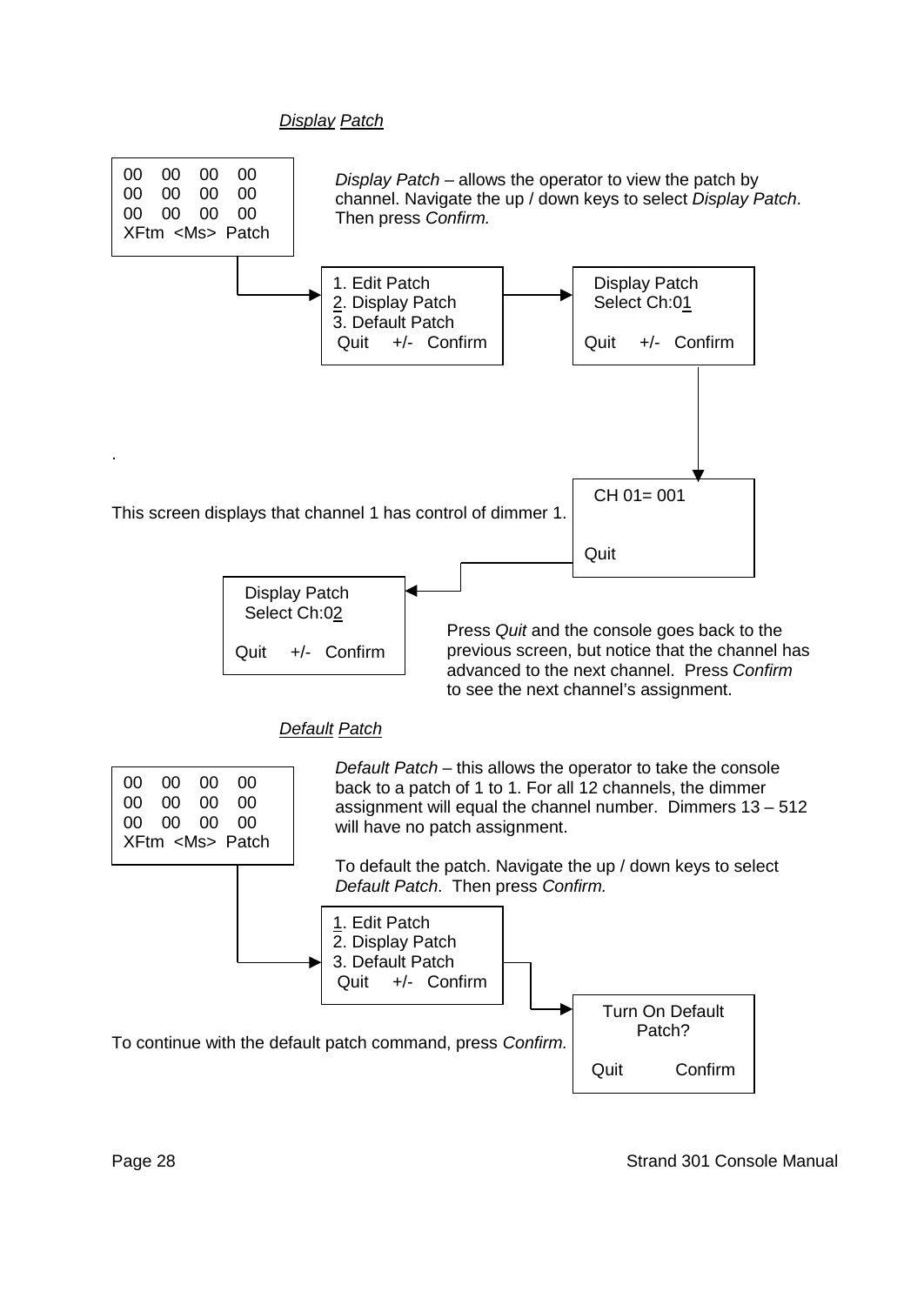### *Display Patch*

```
00    00    00    00
00    00    00    00
00    00    00    00
XFtm  <Ms>  Patch
```

*Display Patch* – allows the operator to view the patch by channel. Navigate the up / down keys to select *Display Patch*. Then press *Confirm.*

```
1. Edit Patch
2. Display Patch
3. Default Patch
 Quit    +/-   Confirm
```

```
 Display Patch
 Select Ch:01

Quit    +/-   Confirm
```

```
 CH 01= 001


Quit
```

This screen displays that channel 1 has control of dimmer 1.

```
 Display Patch
 Select Ch:02

Quit    +/-   Confirm
```

Press *Quit* and the console goes back to the previous screen, but notice that the channel has advanced to the next channel. Press *Confirm* to see the next channel's assignment.

### *Default Patch*

```
00    00    00    00
00    00    00    00
00    00    00    00
XFtm  <Ms>  Patch
```

*Default Patch* – this allows the operator to take the console back to a patch of 1 to 1. For all 12 channels, the dimmer assignment will equal the channel number. Dimmers 13 – 512 will have no patch assignment.

To default the patch. Navigate the up / down keys to select *Default Patch*. Then press *Confirm.*

```
1. Edit Patch
2. Display Patch
3. Default Patch
 Quit    +/-   Confirm
```

```
 Turn On Default
     Patch?

Quit        Confirm
```

To continue with the default patch command, press *Confirm.*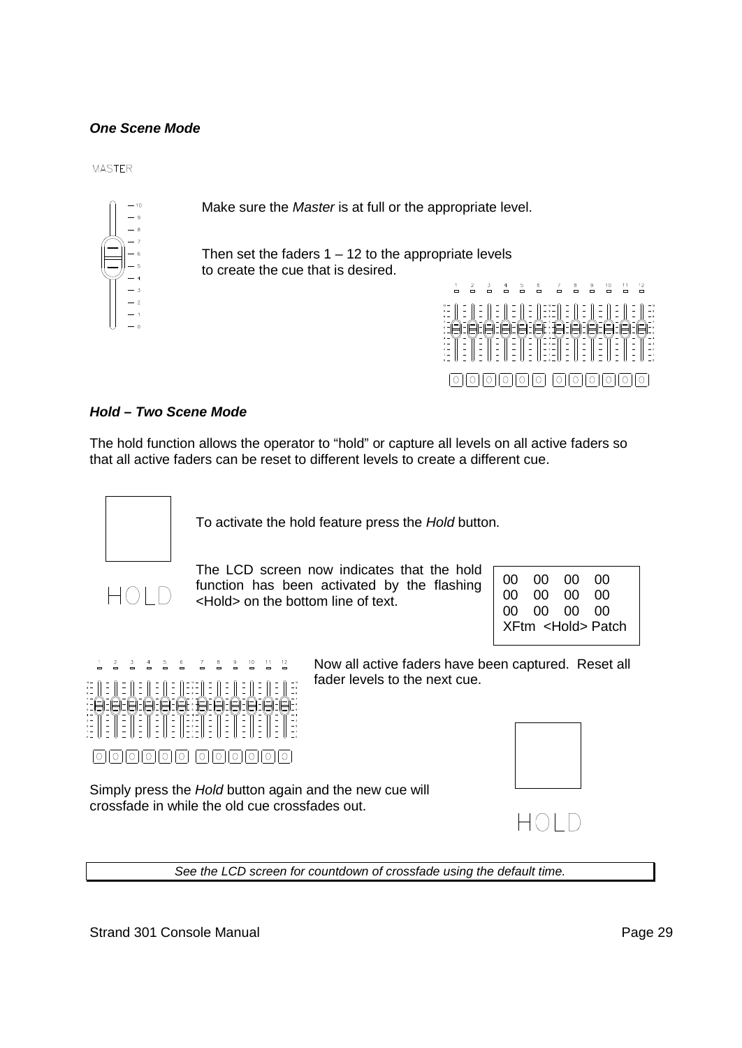### *One Scene Mode*

MASTER

Make sure the *Master* is at full or the appropriate level.

Then set the faders 1 – 12 to the appropriate levels to create the cue that is desired.

### *Hold – Two Scene Mode*

The hold function allows the operator to "hold" or capture all levels on all active faders so that all active faders can be reset to different levels to create a different cue.

HOLD

To activate the hold feature press the *Hold* button.

The LCD screen now indicates that the hold function has been activated by the flashing <Hold> on the bottom line of text.

```
00   00   00   00
00   00   00   00
00   00   00   00
XFtm  <Hold> Patch
```

Now all active faders have been captured. Reset all fader levels to the next cue.

Simply press the *Hold* button again and the new cue will crossfade in while the old cue crossfades out.

HOLD

*See the LCD screen for countdown of crossfade using the default time.*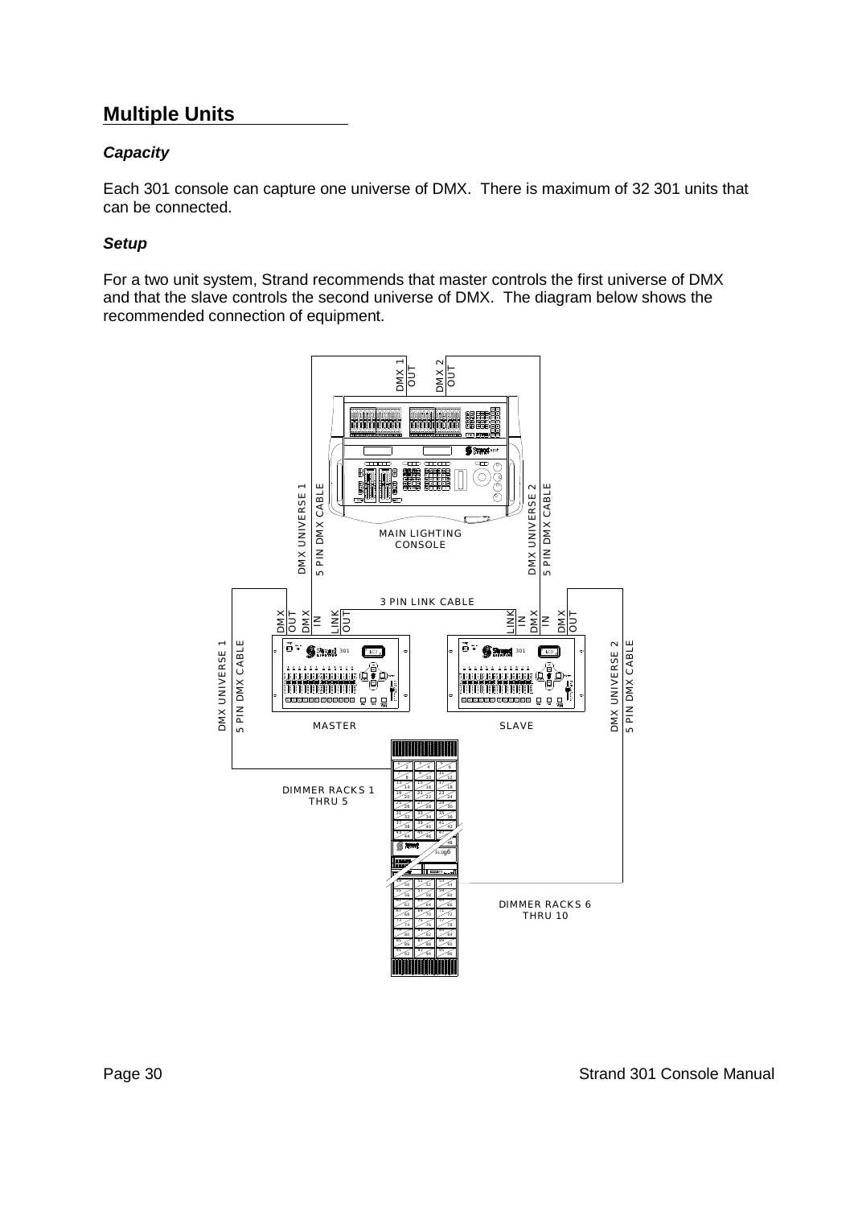## Multiple Units

### *Capacity*

Each 301 console can capture one universe of DMX. There is maximum of 32 301 units that can be connected.

### *Setup*

For a two unit system, Strand recommends that master controls the first universe of DMX and that the slave controls the second universe of DMX. The diagram below shows the recommended connection of equipment.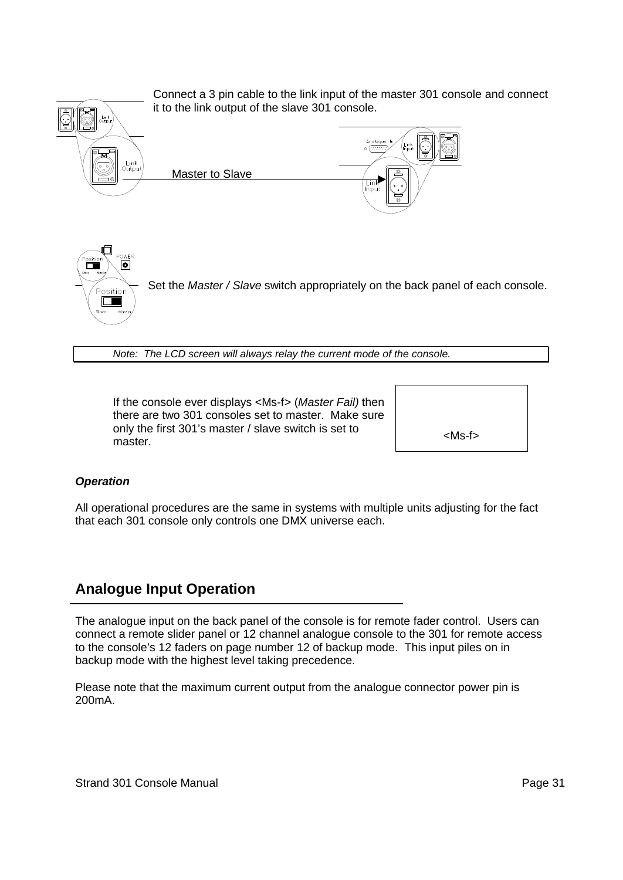Connect a 3 pin cable to the link input of the master 301 console and connect it to the link output of the slave 301 console.

Master to Slave

Set the *Master / Slave* switch appropriately on the back panel of each console.

*Note: The LCD screen will always relay the current mode of the console.*

If the console ever displays <Ms-f> (*Master Fail)* then there are two 301 consoles set to master. Make sure only the first 301's master / slave switch is set to master.

<Ms-f>

***Operation***

All operational procedures are the same in systems with multiple units adjusting for the fact that each 301 console only controls one DMX universe each.

## Analogue Input Operation

The analogue input on the back panel of the console is for remote fader control. Users can connect a remote slider panel or 12 channel analogue console to the 301 for remote access to the console's 12 faders on page number 12 of backup mode. This input piles on in backup mode with the highest level taking precedence.

Please note that the maximum current output from the analogue connector power pin is 200mA.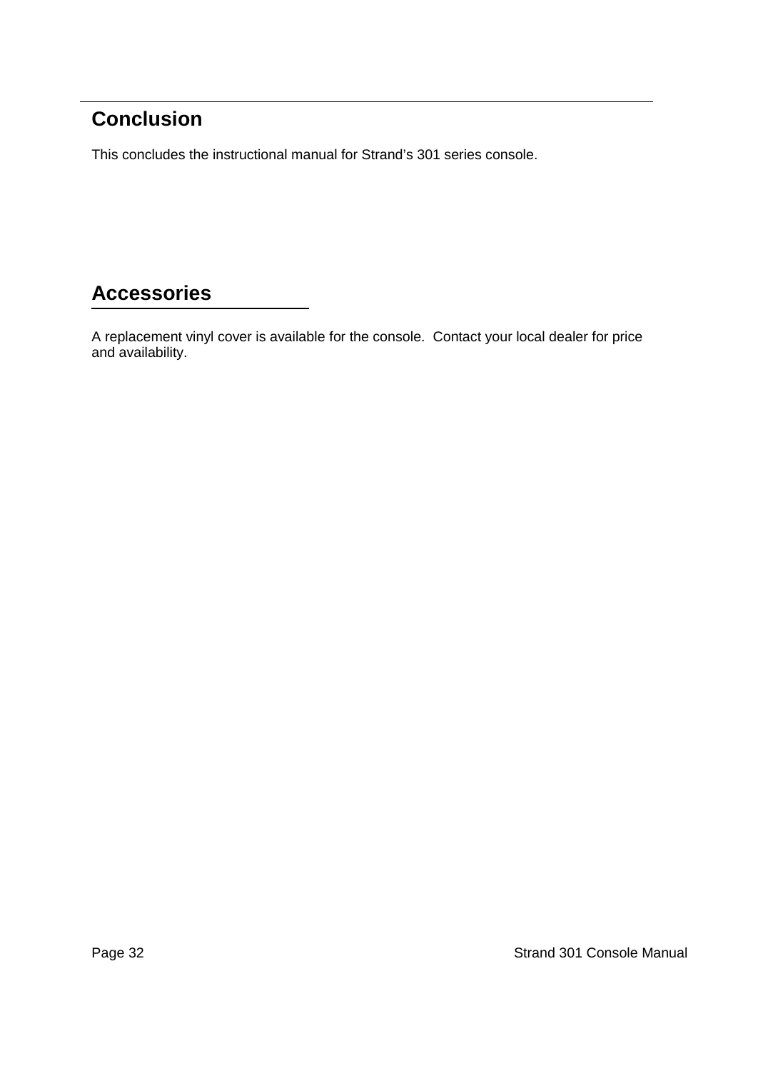## Conclusion

This concludes the instructional manual for Strand's 301 series console.

## Accessories

A replacement vinyl cover is available for the console. Contact your local dealer for price and availability.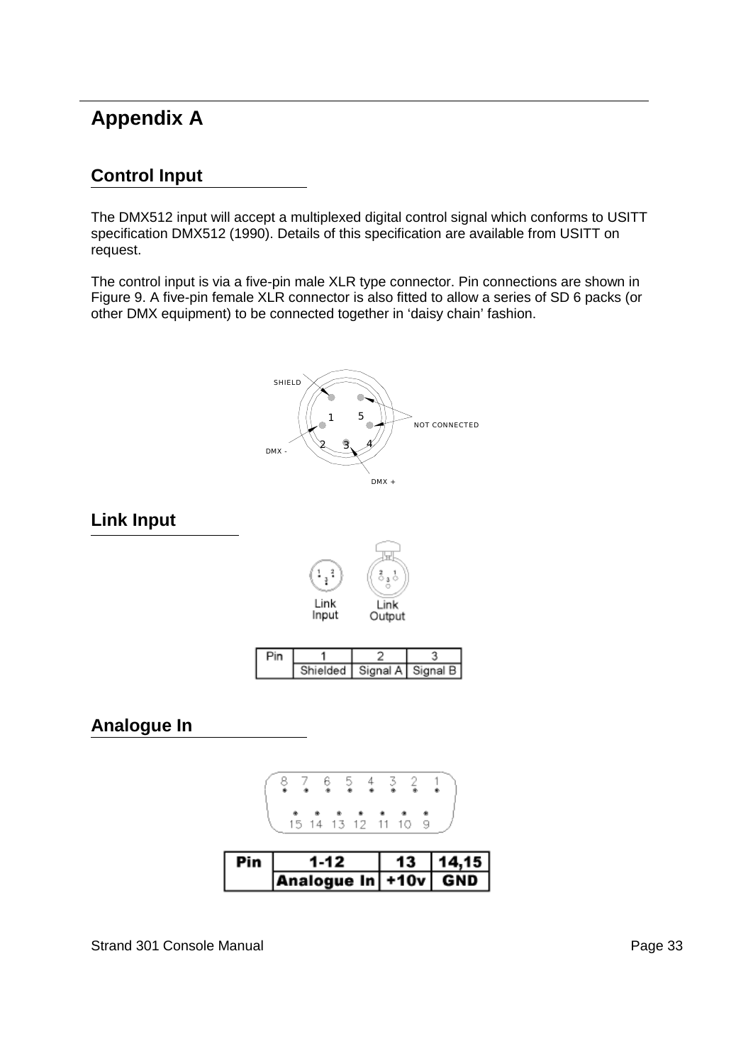# Appendix A

## Control Input

The DMX512 input will accept a multiplexed digital control signal which conforms to USITT specification DMX512 (1990). Details of this specification are available from USITT on request.

The control input is via a five-pin male XLR type connector. Pin connections are shown in Figure 9. A five-pin female XLR connector is also fitted to allow a series of SD 6 packs (or other DMX equipment) to be connected together in 'daisy chain' fashion.

## Link Input

| Pin | 1 | 2 | 3 |
|---|---|---|---|
| | Shielded | Signal A | Signal B |

## Analogue In

| Pin | 1-12 | 13 | 14,15 |
|---|---|---|---|
| | Analogue In | +10v | GND |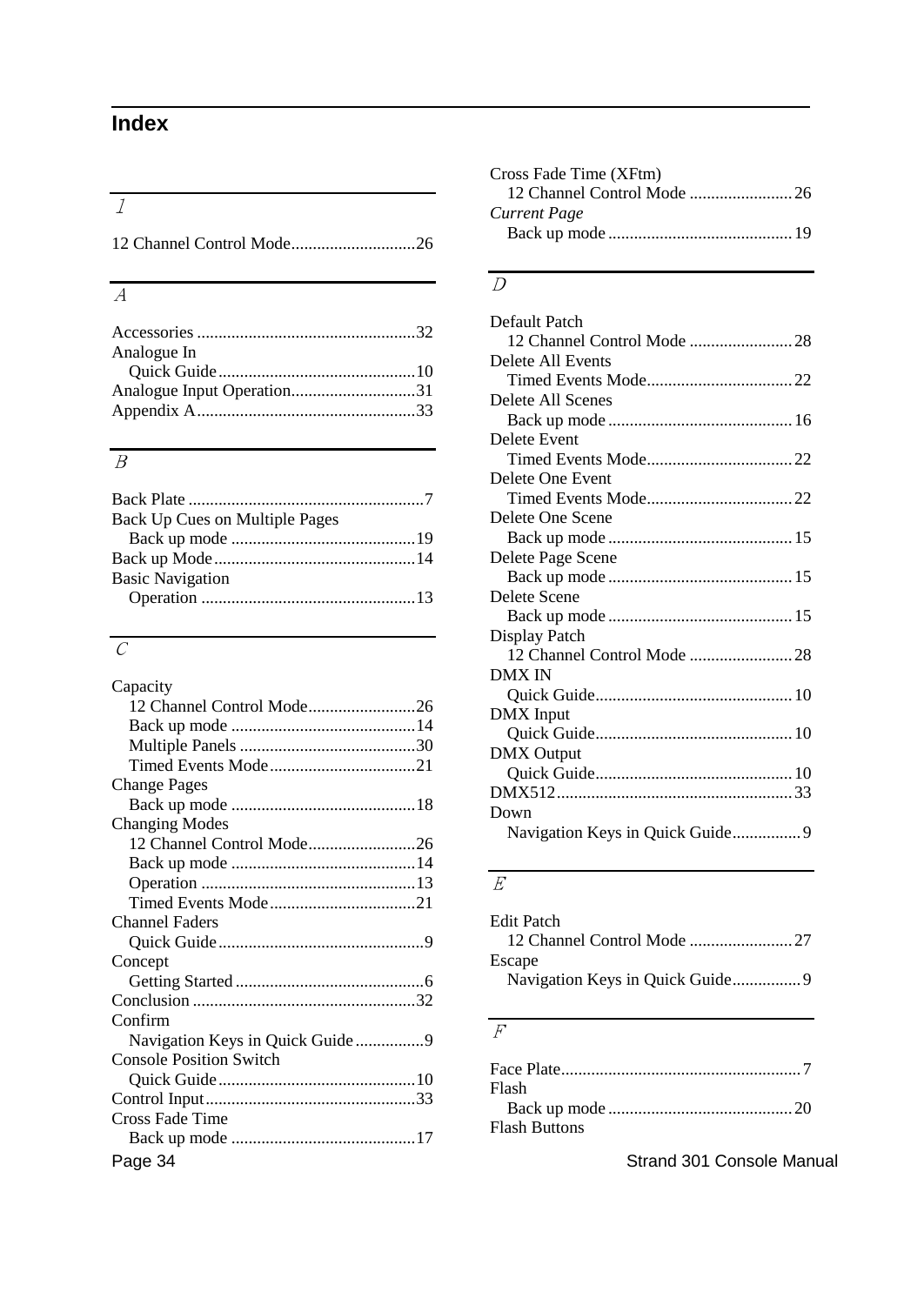# Index

## 1

12 Channel Control Mode............................26

## A

Accessories ..................................................32
Analogue In
- Quick Guide.............................................10

Analogue Input Operation.............................31
Appendix A..................................................33

## B

Back Plate ......................................................7
Back Up Cues on Multiple Pages
- Back up mode ..........................................19

Back up Mode...............................................14
Basic Navigation
- Operation .................................................13

## C

Capacity
- 12 Channel Control Mode.........................26
- Back up mode ..........................................14
- Multiple Panels ........................................30
- Timed Events Mode.................................21

Change Pages
- Back up mode ..........................................18

Changing Modes
- 12 Channel Control Mode.........................26
- Back up mode ..........................................14
- Operation .................................................13
- Timed Events Mode.................................21

Channel Faders
- Quick Guide...............................................9

Concept
- Getting Started ...........................................6

Conclusion ...................................................32
Confirm
- Navigation Keys in Quick Guide................9

Console Position Switch
- Quick Guide.............................................10

Control Input................................................33
Cross Fade Time
- Back up mode ..........................................17

Cross Fade Time (XFtm)
- 12 Channel Control Mode ........................26

*Current Page*
- Back up mode ..........................................19

## D

Default Patch
- 12 Channel Control Mode ........................28

Delete All Events
- Timed Events Mode.................................22

Delete All Scenes
- Back up mode ..........................................16

Delete Event
- Timed Events Mode.................................22

Delete One Event
- Timed Events Mode.................................22

Delete One Scene
- Back up mode ..........................................15

Delete Page Scene
- Back up mode ..........................................15

Delete Scene
- Back up mode ..........................................15

Display Patch
- 12 Channel Control Mode ........................28

DMX IN
- Quick Guide.............................................10

DMX Input
- Quick Guide.............................................10

DMX Output
- Quick Guide.............................................10

DMX512......................................................33
Down
- Navigation Keys in Quick Guide................9

## E

Edit Patch
- 12 Channel Control Mode ........................27

Escape
- Navigation Keys in Quick Guide................9

## F

Face Plate.......................................................7
Flash
- Back up mode ..........................................20

Flash Buttons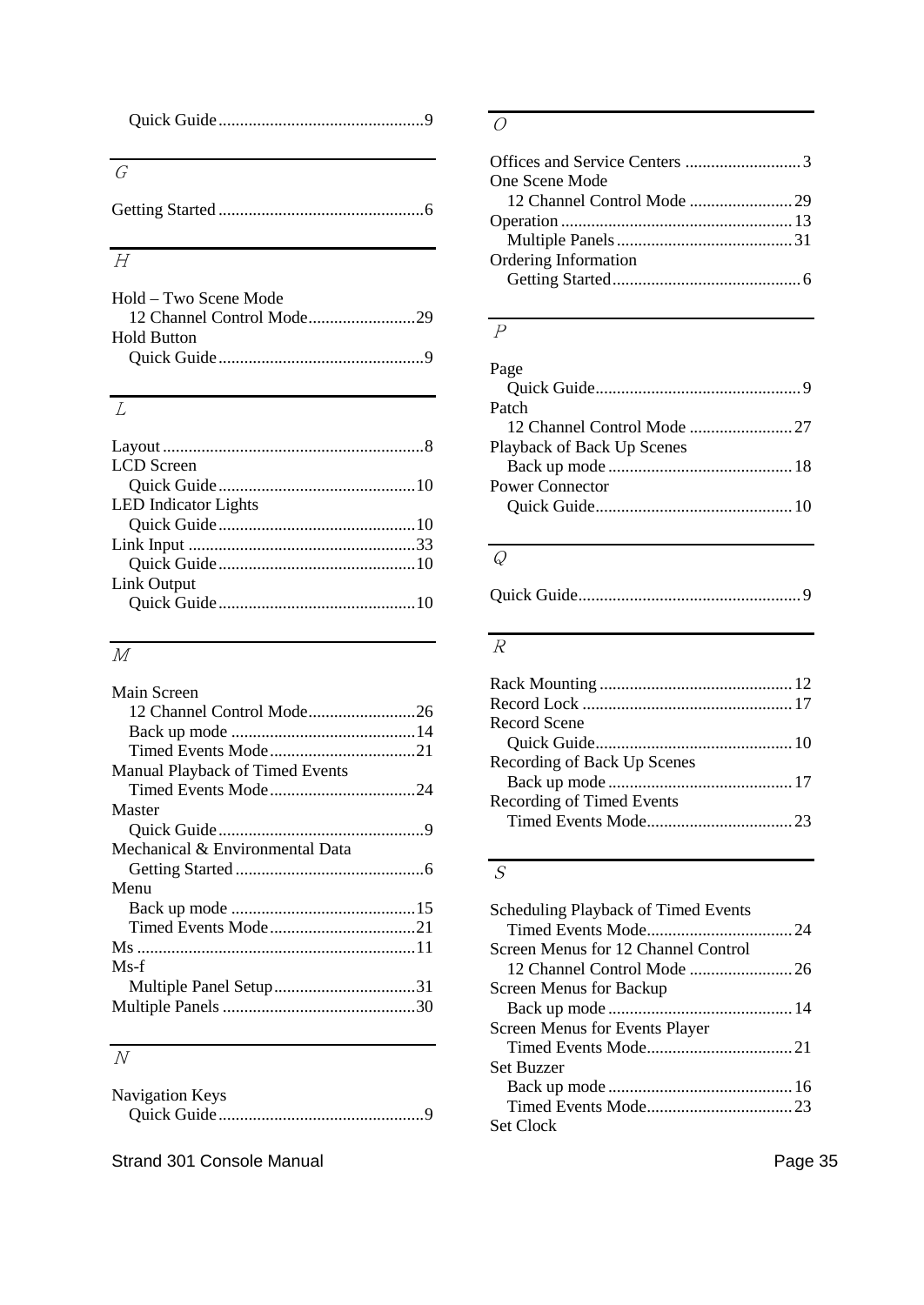Quick Guide ................................................9

## G

Getting Started ................................................6

## H

Hold – Two Scene Mode
  12 Channel Control Mode.........................29
Hold Button
  Quick Guide ................................................9

## L

Layout .............................................................8
LCD Screen
  Quick Guide ..............................................10
LED Indicator Lights
  Quick Guide ..............................................10
Link Input .....................................................33
  Quick Guide ..............................................10
Link Output
  Quick Guide ..............................................10

## M

Main Screen
  12 Channel Control Mode.........................26
  Back up mode ...........................................14
  Timed Events Mode..................................21
Manual Playback of Timed Events
  Timed Events Mode..................................24
Master
  Quick Guide ................................................9
Mechanical & Environmental Data
  Getting Started ............................................6
Menu
  Back up mode ...........................................15
  Timed Events Mode..................................21
Ms ................................................................11
Ms-f
  Multiple Panel Setup.................................31
Multiple Panels .............................................30

## N

Navigation Keys
  Quick Guide ................................................9

## O

Offices and Service Centers ...........................3
One Scene Mode
  12 Channel Control Mode ........................29
Operation ......................................................13
  Multiple Panels .........................................31
Ordering Information
  Getting Started ............................................6

## P

Page
  Quick Guide................................................9
Patch
  12 Channel Control Mode ........................27
Playback of Back Up Scenes
  Back up mode ...........................................18
Power Connector
  Quick Guide..............................................10

## Q

Quick Guide....................................................9

## R

Rack Mounting .............................................12
Record Lock .................................................17
Record Scene
  Quick Guide..............................................10
Recording of Back Up Scenes
  Back up mode ...........................................17
Recording of Timed Events
  Timed Events Mode..................................23

## S

Scheduling Playback of Timed Events
  Timed Events Mode..................................24
Screen Menus for 12 Channel Control
  12 Channel Control Mode ........................26
Screen Menus for Backup
  Back up mode ...........................................14
Screen Menus for Events Player
  Timed Events Mode..................................21
Set Buzzer
  Back up mode ...........................................16
  Timed Events Mode..................................23
Set Clock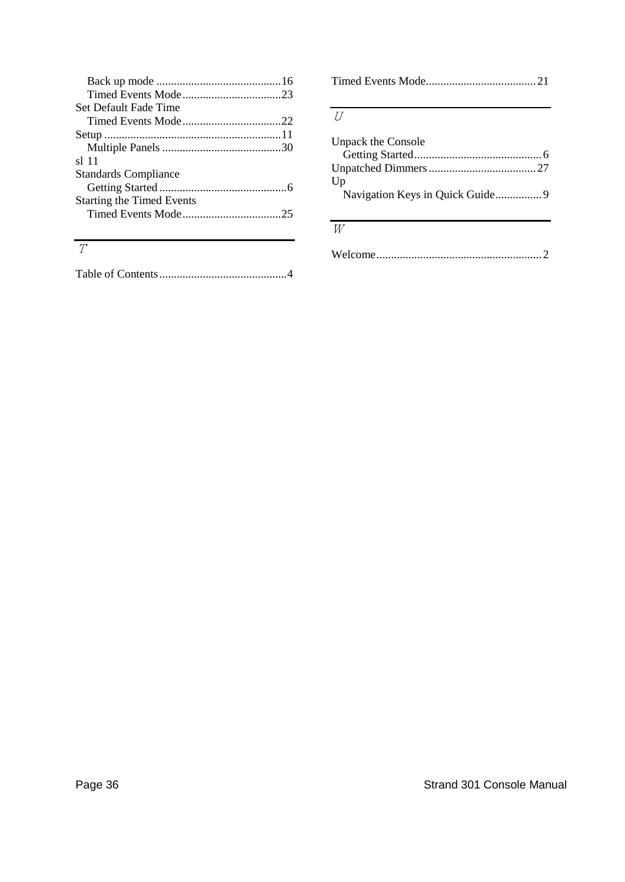Back up mode ...........................................16
Timed Events Mode..................................23
Set Default Fade Time
Timed Events Mode..................................22
Setup .............................................................11
Multiple Panels .........................................30
sl 11
Standards Compliance
Getting Started ............................................6
Starting the Timed Events
Timed Events Mode..................................25

## T

Table of Contents............................................4
Timed Events Mode......................................21

## U

Unpack the Console
Getting Started............................................6
Unpatched Dimmers.....................................27
Up
Navigation Keys in Quick Guide................9

## W

Welcome.........................................................2